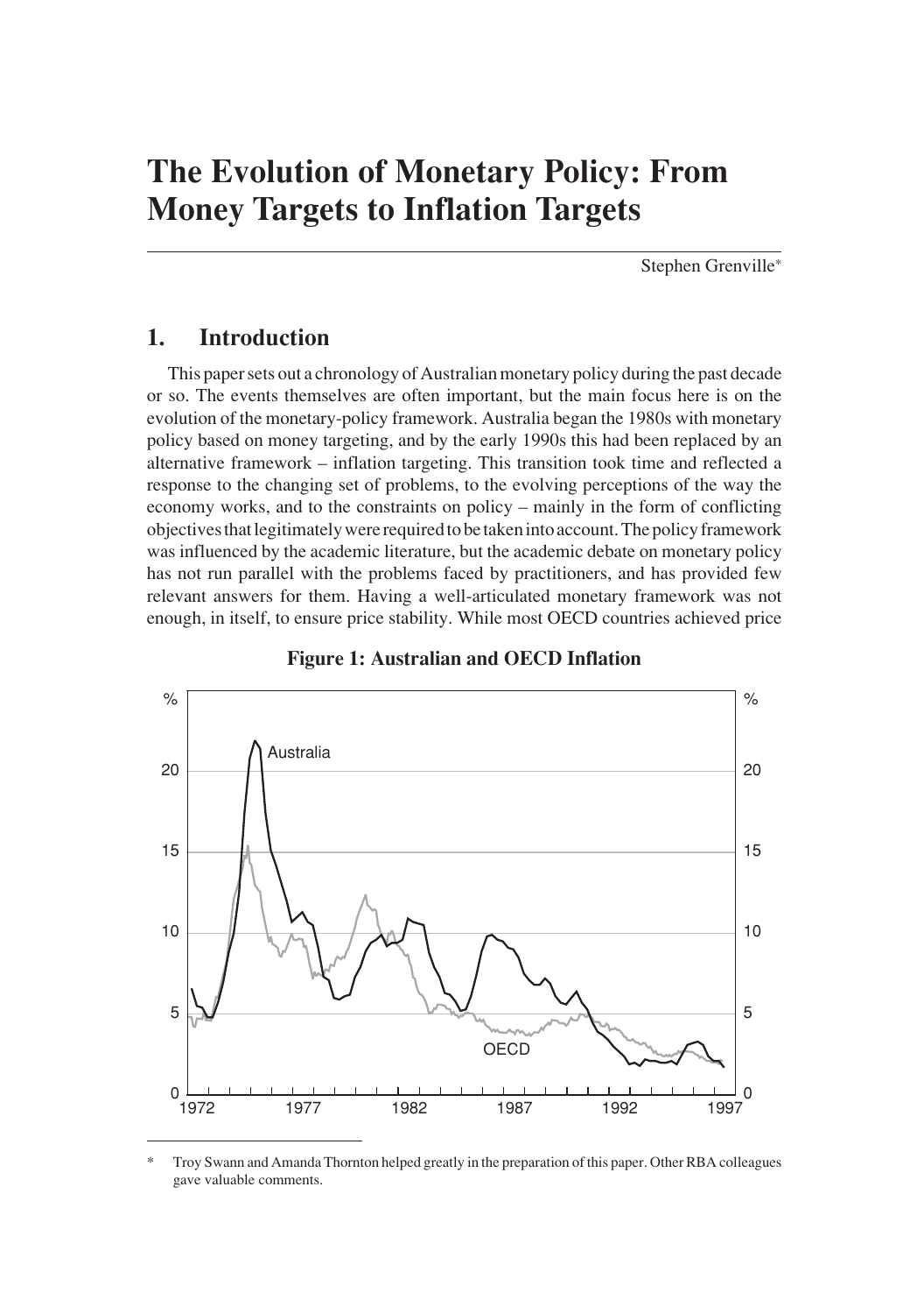# The Evolution of Monetary Policy: From Money Targets to Inflation Targets

Stephen Grenville*

## 1. Introduction

This paper sets out a chronology of Australian monetary policy during the past decade or so. The events themselves are often important, but the main focus here is on the evolution of the monetary-policy framework. Australia began the 1980s with monetary policy based on money targeting, and by the early 1990s this had been replaced by an alternative framework – inflation targeting. This transition took time and reflected a response to the changing set of problems, to the evolving perceptions of the way the economy works, and to the constraints on policy – mainly in the form of conflicting objectives that legitimately were required to be taken into account. The policy framework was influenced by the academic literature, but the academic debate on monetary policy has not run parallel with the problems faced by practitioners, and has provided few relevant answers for them. Having a well-articulated monetary framework was not enough, in itself, to ensure price stability. While most OECD countries achieved price

**Figure 1: Australian and OECD Inflation**

---

\* Troy Swann and Amanda Thornton helped greatly in the preparation of this paper. Other RBA colleagues gave valuable comments.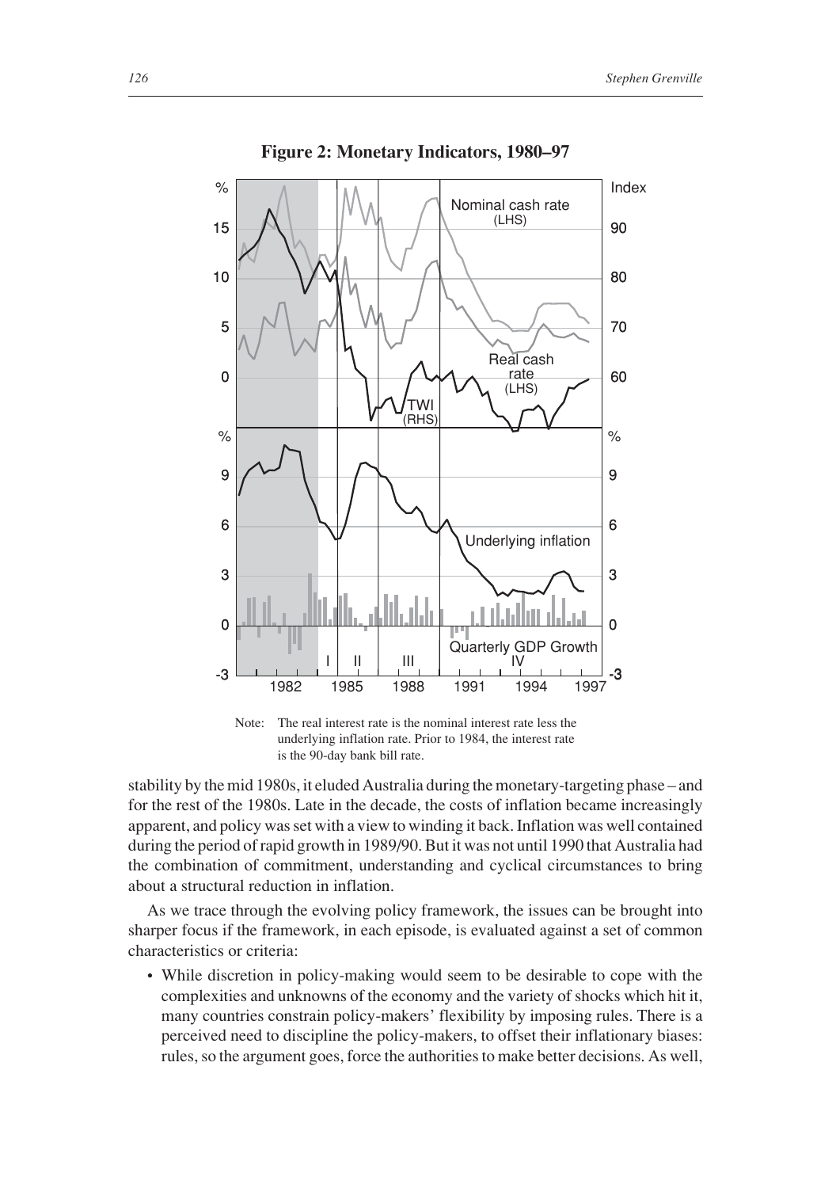**Figure 2: Monetary Indicators, 1980–97**

Note: The real interest rate is the nominal interest rate less the underlying inflation rate. Prior to 1984, the interest rate is the 90-day bank bill rate.

stability by the mid 1980s, it eluded Australia during the monetary-targeting phase – and for the rest of the 1980s. Late in the decade, the costs of inflation became increasingly apparent, and policy was set with a view to winding it back. Inflation was well contained during the period of rapid growth in 1989/90. But it was not until 1990 that Australia had the combination of commitment, understanding and cyclical circumstances to bring about a structural reduction in inflation.

As we trace through the evolving policy framework, the issues can be brought into sharper focus if the framework, in each episode, is evaluated against a set of common characteristics or criteria:

- While discretion in policy-making would seem to be desirable to cope with the complexities and unknowns of the economy and the variety of shocks which hit it, many countries constrain policy-makers' flexibility by imposing rules. There is a perceived need to discipline the policy-makers, to offset their inflationary biases: rules, so the argument goes, force the authorities to make better decisions. As well,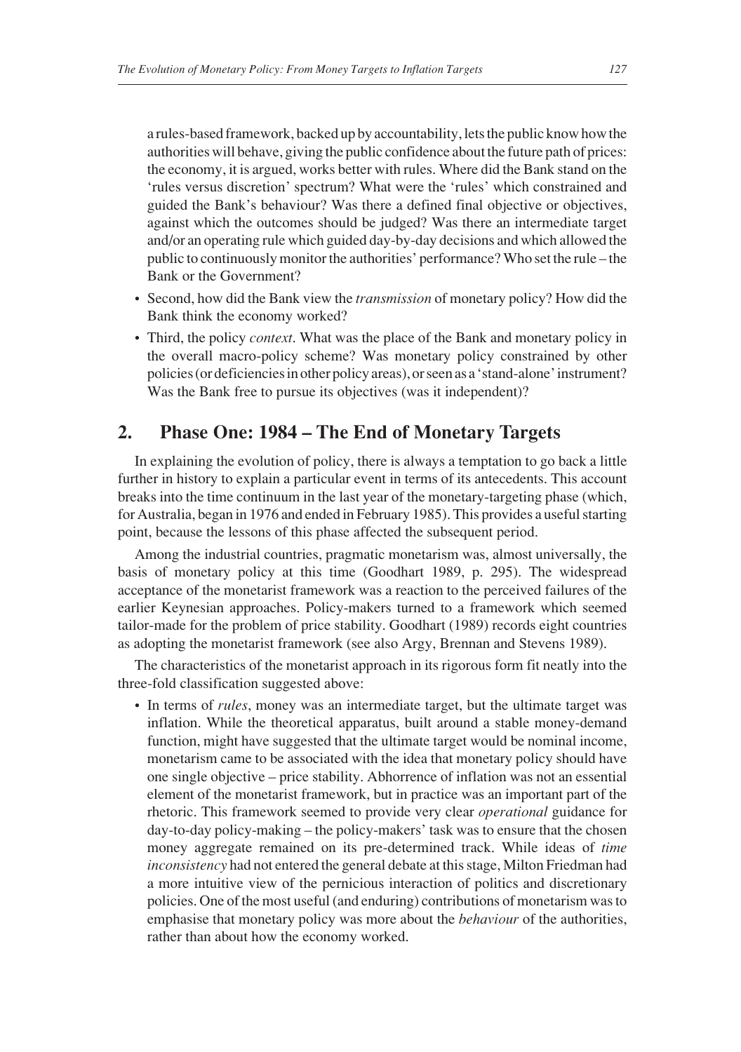a rules-based framework, backed up by accountability, lets the public know how the authorities will behave, giving the public confidence about the future path of prices: the economy, it is argued, works better with rules. Where did the Bank stand on the 'rules versus discretion' spectrum? What were the 'rules' which constrained and guided the Bank's behaviour? Was there a defined final objective or objectives, against which the outcomes should be judged? Was there an intermediate target and/or an operating rule which guided day-by-day decisions and which allowed the public to continuously monitor the authorities' performance? Who set the rule – the Bank or the Government?

- Second, how did the Bank view the *transmission* of monetary policy? How did the Bank think the economy worked?
- Third, the policy *context*. What was the place of the Bank and monetary policy in the overall macro-policy scheme? Was monetary policy constrained by other policies (or deficiencies in other policy areas), or seen as a 'stand-alone' instrument? Was the Bank free to pursue its objectives (was it independent)?

## 2. Phase One: 1984 – The End of Monetary Targets

In explaining the evolution of policy, there is always a temptation to go back a little further in history to explain a particular event in terms of its antecedents. This account breaks into the time continuum in the last year of the monetary-targeting phase (which, for Australia, began in 1976 and ended in February 1985). This provides a useful starting point, because the lessons of this phase affected the subsequent period.

Among the industrial countries, pragmatic monetarism was, almost universally, the basis of monetary policy at this time (Goodhart 1989, p. 295). The widespread acceptance of the monetarist framework was a reaction to the perceived failures of the earlier Keynesian approaches. Policy-makers turned to a framework which seemed tailor-made for the problem of price stability. Goodhart (1989) records eight countries as adopting the monetarist framework (see also Argy, Brennan and Stevens 1989).

The characteristics of the monetarist approach in its rigorous form fit neatly into the three-fold classification suggested above:

- In terms of *rules*, money was an intermediate target, but the ultimate target was inflation. While the theoretical apparatus, built around a stable money-demand function, might have suggested that the ultimate target would be nominal income, monetarism came to be associated with the idea that monetary policy should have one single objective – price stability. Abhorrence of inflation was not an essential element of the monetarist framework, but in practice was an important part of the rhetoric. This framework seemed to provide very clear *operational* guidance for day-to-day policy-making – the policy-makers' task was to ensure that the chosen money aggregate remained on its pre-determined track. While ideas of *time inconsistency* had not entered the general debate at this stage, Milton Friedman had a more intuitive view of the pernicious interaction of politics and discretionary policies. One of the most useful (and enduring) contributions of monetarism was to emphasise that monetary policy was more about the *behaviour* of the authorities, rather than about how the economy worked.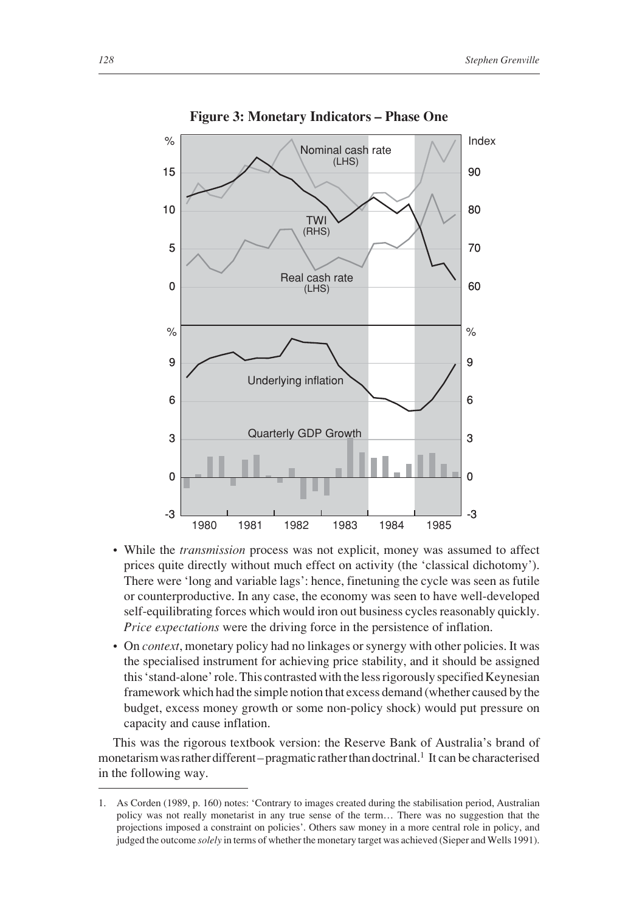**Figure 3: Monetary Indicators – Phase One**

- While the *transmission* process was not explicit, money was assumed to affect prices quite directly without much effect on activity (the 'classical dichotomy'). There were 'long and variable lags': hence, finetuning the cycle was seen as futile or counterproductive. In any case, the economy was seen to have well-developed self-equilibrating forces which would iron out business cycles reasonably quickly. *Price expectations* were the driving force in the persistence of inflation.
- On *context*, monetary policy had no linkages or synergy with other policies. It was the specialised instrument for achieving price stability, and it should be assigned this 'stand-alone' role. This contrasted with the less rigorously specified Keynesian framework which had the simple notion that excess demand (whether caused by the budget, excess money growth or some non-policy shock) would put pressure on capacity and cause inflation.

This was the rigorous textbook version: the Reserve Bank of Australia's brand of monetarism was rather different – pragmatic rather than doctrinal.[1] It can be characterised in the following way.

1. As Corden (1989, p. 160) notes: 'Contrary to images created during the stabilisation period, Australian policy was not really monetarist in any true sense of the term… There was no suggestion that the projections imposed a constraint on policies'. Others saw money in a more central role in policy, and judged the outcome *solely* in terms of whether the monetary target was achieved (Sieper and Wells 1991).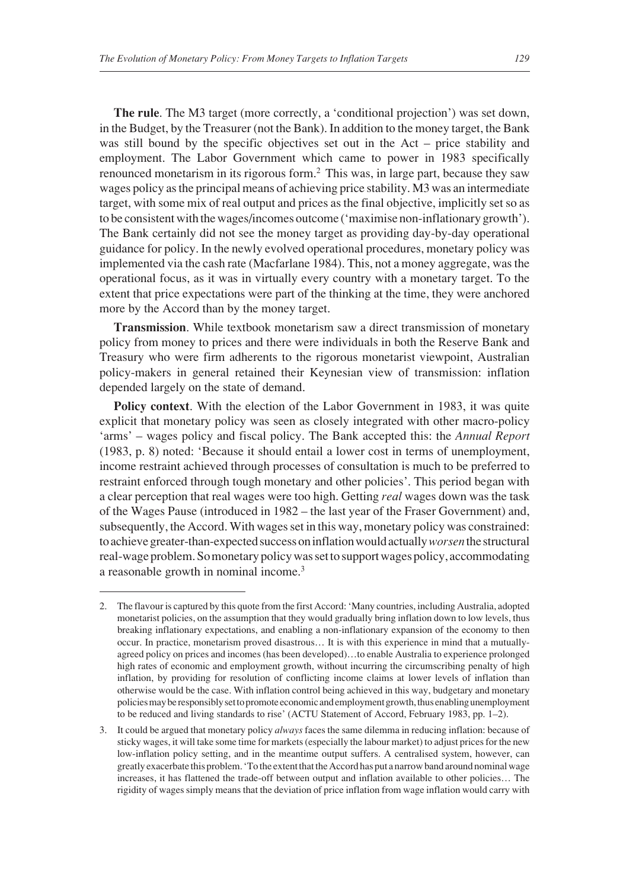**The rule**. The M3 target (more correctly, a 'conditional projection') was set down, in the Budget, by the Treasurer (not the Bank). In addition to the money target, the Bank was still bound by the specific objectives set out in the Act – price stability and employment. The Labor Government which came to power in 1983 specifically renounced monetarism in its rigorous form.[2] This was, in large part, because they saw wages policy as the principal means of achieving price stability. M3 was an intermediate target, with some mix of real output and prices as the final objective, implicitly set so as to be consistent with the wages/incomes outcome ('maximise non-inflationary growth'). The Bank certainly did not see the money target as providing day-by-day operational guidance for policy. In the newly evolved operational procedures, monetary policy was implemented via the cash rate (Macfarlane 1984). This, not a money aggregate, was the operational focus, as it was in virtually every country with a monetary target. To the extent that price expectations were part of the thinking at the time, they were anchored more by the Accord than by the money target.

**Transmission**. While textbook monetarism saw a direct transmission of monetary policy from money to prices and there were individuals in both the Reserve Bank and Treasury who were firm adherents to the rigorous monetarist viewpoint, Australian policy-makers in general retained their Keynesian view of transmission: inflation depended largely on the state of demand.

**Policy context**. With the election of the Labor Government in 1983, it was quite explicit that monetary policy was seen as closely integrated with other macro-policy 'arms' – wages policy and fiscal policy. The Bank accepted this: the *Annual Report* (1983, p. 8) noted: 'Because it should entail a lower cost in terms of unemployment, income restraint achieved through processes of consultation is much to be preferred to restraint enforced through tough monetary and other policies'. This period began with a clear perception that real wages were too high. Getting *real* wages down was the task of the Wages Pause (introduced in 1982 – the last year of the Fraser Government) and, subsequently, the Accord. With wages set in this way, monetary policy was constrained: to achieve greater-than-expected success on inflation would actually *worsen* the structural real-wage problem. So monetary policy was set to support wages policy, accommodating a reasonable growth in nominal income.[3]

---

2. The flavour is captured by this quote from the first Accord: 'Many countries, including Australia, adopted monetarist policies, on the assumption that they would gradually bring inflation down to low levels, thus breaking inflationary expectations, and enabling a non-inflationary expansion of the economy to then occur. In practice, monetarism proved disastrous… It is with this experience in mind that a mutually-agreed policy on prices and incomes (has been developed)…to enable Australia to experience prolonged high rates of economic and employment growth, without incurring the circumscribing penalty of high inflation, by providing for resolution of conflicting income claims at lower levels of inflation than otherwise would be the case. With inflation control being achieved in this way, budgetary and monetary policies may be responsibly set to promote economic and employment growth, thus enabling unemployment to be reduced and living standards to rise' (ACTU Statement of Accord, February 1983, pp. 1–2).

3. It could be argued that monetary policy *always* faces the same dilemma in reducing inflation: because of sticky wages, it will take some time for markets (especially the labour market) to adjust prices for the new low-inflation policy setting, and in the meantime output suffers. A centralised system, however, can greatly exacerbate this problem. 'To the extent that the Accord has put a narrow band around nominal wage increases, it has flattened the trade-off between output and inflation available to other policies… The rigidity of wages simply means that the deviation of price inflation from wage inflation would carry with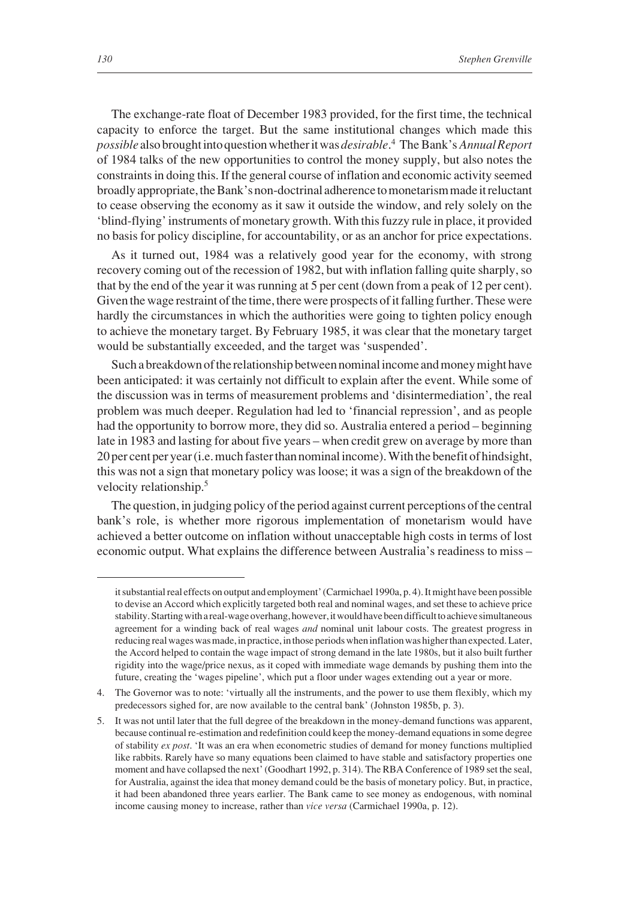The exchange-rate float of December 1983 provided, for the first time, the technical capacity to enforce the target. But the same institutional changes which made this *possible* also brought into question whether it was *desirable*.[4] The Bank's *Annual Report* of 1984 talks of the new opportunities to control the money supply, but also notes the constraints in doing this. If the general course of inflation and economic activity seemed broadly appropriate, the Bank's non-doctrinal adherence to monetarism made it reluctant to cease observing the economy as it saw it outside the window, and rely solely on the 'blind-flying' instruments of monetary growth. With this fuzzy rule in place, it provided no basis for policy discipline, for accountability, or as an anchor for price expectations.

As it turned out, 1984 was a relatively good year for the economy, with strong recovery coming out of the recession of 1982, but with inflation falling quite sharply, so that by the end of the year it was running at 5 per cent (down from a peak of 12 per cent). Given the wage restraint of the time, there were prospects of it falling further. These were hardly the circumstances in which the authorities were going to tighten policy enough to achieve the monetary target. By February 1985, it was clear that the monetary target would be substantially exceeded, and the target was 'suspended'.

Such a breakdown of the relationship between nominal income and money might have been anticipated: it was certainly not difficult to explain after the event. While some of the discussion was in terms of measurement problems and 'disintermediation', the real problem was much deeper. Regulation had led to 'financial repression', and as people had the opportunity to borrow more, they did so. Australia entered a period – beginning late in 1983 and lasting for about five years – when credit grew on average by more than 20 per cent per year (i.e. much faster than nominal income). With the benefit of hindsight, this was not a sign that monetary policy was loose; it was a sign of the breakdown of the velocity relationship.[5]

The question, in judging policy of the period against current perceptions of the central bank's role, is whether more rigorous implementation of monetarism would have achieved a better outcome on inflation without unacceptable high costs in terms of lost economic output. What explains the difference between Australia's readiness to miss –

---

it substantial real effects on output and employment' (Carmichael 1990a, p. 4). It might have been possible to devise an Accord which explicitly targeted both real and nominal wages, and set these to achieve price stability. Starting with a real-wage overhang, however, it would have been difficult to achieve simultaneous agreement for a winding back of real wages *and* nominal unit labour costs. The greatest progress in reducing real wages was made, in practice, in those periods when inflation was higher than expected. Later, the Accord helped to contain the wage impact of strong demand in the late 1980s, but it also built further rigidity into the wage/price nexus, as it coped with immediate wage demands by pushing them into the future, creating the 'wages pipeline', which put a floor under wages extending out a year or more.

4. The Governor was to note: 'virtually all the instruments, and the power to use them flexibly, which my predecessors sighed for, are now available to the central bank' (Johnston 1985b, p. 3).

5. It was not until later that the full degree of the breakdown in the money-demand functions was apparent, because continual re-estimation and redefinition could keep the money-demand equations in some degree of stability *ex post*. 'It was an era when econometric studies of demand for money functions multiplied like rabbits. Rarely have so many equations been claimed to have stable and satisfactory properties one moment and have collapsed the next' (Goodhart 1992, p. 314). The RBA Conference of 1989 set the seal, for Australia, against the idea that money demand could be the basis of monetary policy. But, in practice, it had been abandoned three years earlier. The Bank came to see money as endogenous, with nominal income causing money to increase, rather than *vice versa* (Carmichael 1990a, p. 12).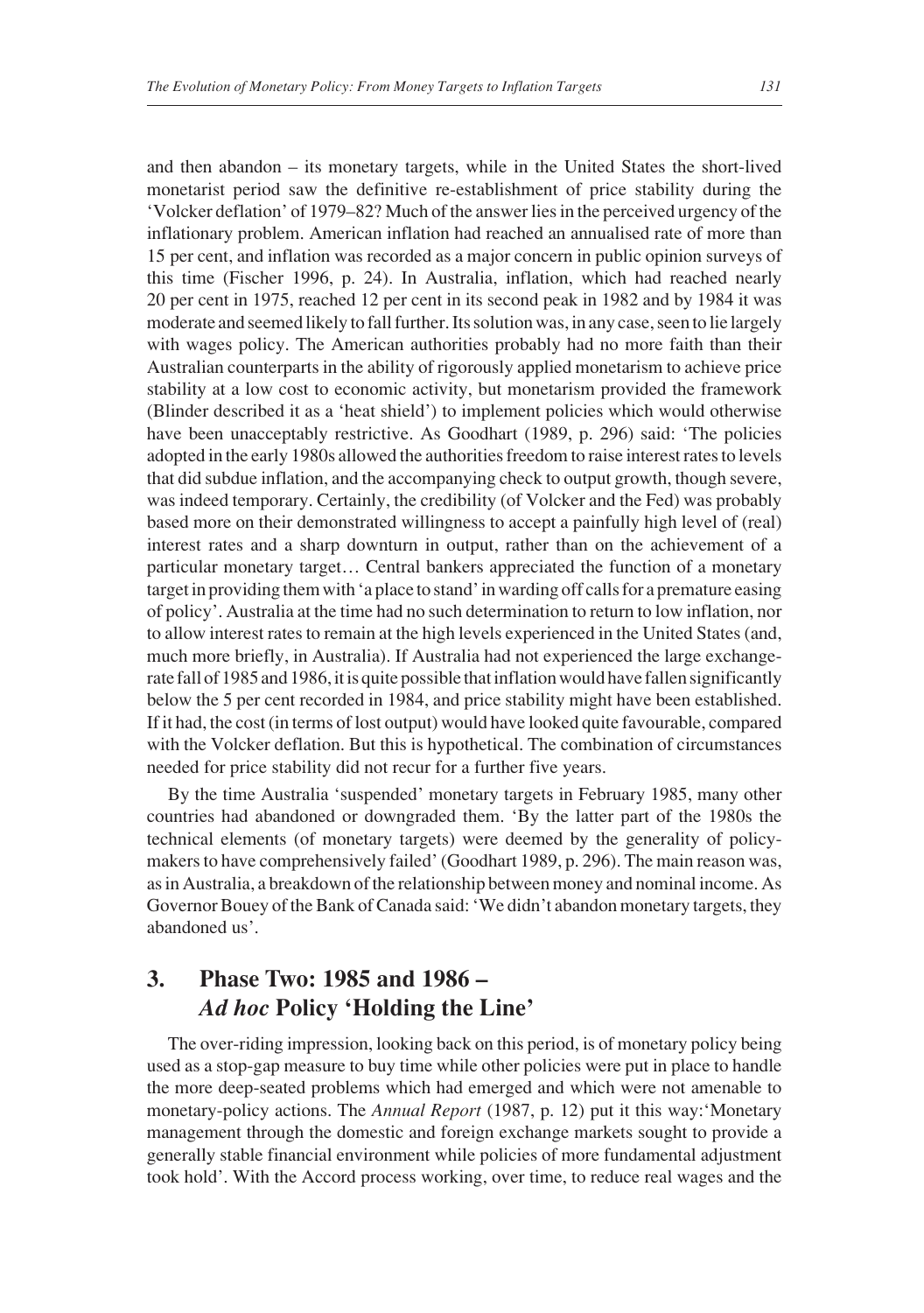and then abandon – its monetary targets, while in the United States the short-lived monetarist period saw the definitive re-establishment of price stability during the 'Volcker deflation' of 1979–82? Much of the answer lies in the perceived urgency of the inflationary problem. American inflation had reached an annualised rate of more than 15 per cent, and inflation was recorded as a major concern in public opinion surveys of this time (Fischer 1996, p. 24). In Australia, inflation, which had reached nearly 20 per cent in 1975, reached 12 per cent in its second peak in 1982 and by 1984 it was moderate and seemed likely to fall further. Its solution was, in any case, seen to lie largely with wages policy. The American authorities probably had no more faith than their Australian counterparts in the ability of rigorously applied monetarism to achieve price stability at a low cost to economic activity, but monetarism provided the framework (Blinder described it as a 'heat shield') to implement policies which would otherwise have been unacceptably restrictive. As Goodhart (1989, p. 296) said: 'The policies adopted in the early 1980s allowed the authorities freedom to raise interest rates to levels that did subdue inflation, and the accompanying check to output growth, though severe, was indeed temporary. Certainly, the credibility (of Volcker and the Fed) was probably based more on their demonstrated willingness to accept a painfully high level of (real) interest rates and a sharp downturn in output, rather than on the achievement of a particular monetary target… Central bankers appreciated the function of a monetary target in providing them with 'a place to stand' in warding off calls for a premature easing of policy'. Australia at the time had no such determination to return to low inflation, nor to allow interest rates to remain at the high levels experienced in the United States (and, much more briefly, in Australia). If Australia had not experienced the large exchange-rate fall of 1985 and 1986, it is quite possible that inflation would have fallen significantly below the 5 per cent recorded in 1984, and price stability might have been established. If it had, the cost (in terms of lost output) would have looked quite favourable, compared with the Volcker deflation. But this is hypothetical. The combination of circumstances needed for price stability did not recur for a further five years.

By the time Australia 'suspended' monetary targets in February 1985, many other countries had abandoned or downgraded them. 'By the latter part of the 1980s the technical elements (of monetary targets) were deemed by the generality of policy-makers to have comprehensively failed' (Goodhart 1989, p. 296). The main reason was, as in Australia, a breakdown of the relationship between money and nominal income. As Governor Bouey of the Bank of Canada said: 'We didn't abandon monetary targets, they abandoned us'.

## 3. Phase Two: 1985 and 1986 – *Ad hoc* Policy 'Holding the Line'

The over-riding impression, looking back on this period, is of monetary policy being used as a stop-gap measure to buy time while other policies were put in place to handle the more deep-seated problems which had emerged and which were not amenable to monetary-policy actions. The *Annual Report* (1987, p. 12) put it this way:'Monetary management through the domestic and foreign exchange markets sought to provide a generally stable financial environment while policies of more fundamental adjustment took hold'. With the Accord process working, over time, to reduce real wages and the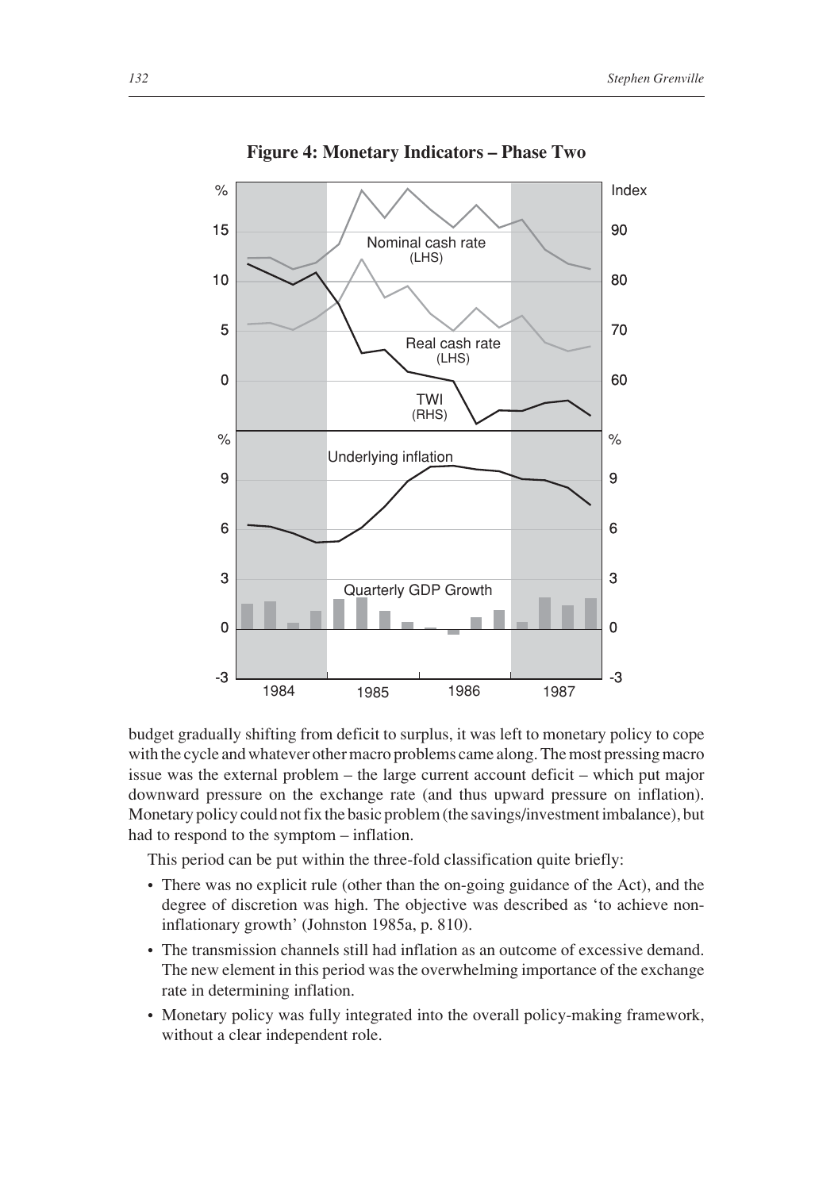**Figure 4: Monetary Indicators – Phase Two**

budget gradually shifting from deficit to surplus, it was left to monetary policy to cope with the cycle and whatever other macro problems came along. The most pressing macro issue was the external problem – the large current account deficit – which put major downward pressure on the exchange rate (and thus upward pressure on inflation). Monetary policy could not fix the basic problem (the savings/investment imbalance), but had to respond to the symptom – inflation.

This period can be put within the three-fold classification quite briefly:

- There was no explicit rule (other than the on-going guidance of the Act), and the degree of discretion was high. The objective was described as 'to achieve non-inflationary growth' (Johnston 1985a, p. 810).
- The transmission channels still had inflation as an outcome of excessive demand. The new element in this period was the overwhelming importance of the exchange rate in determining inflation.
- Monetary policy was fully integrated into the overall policy-making framework, without a clear independent role.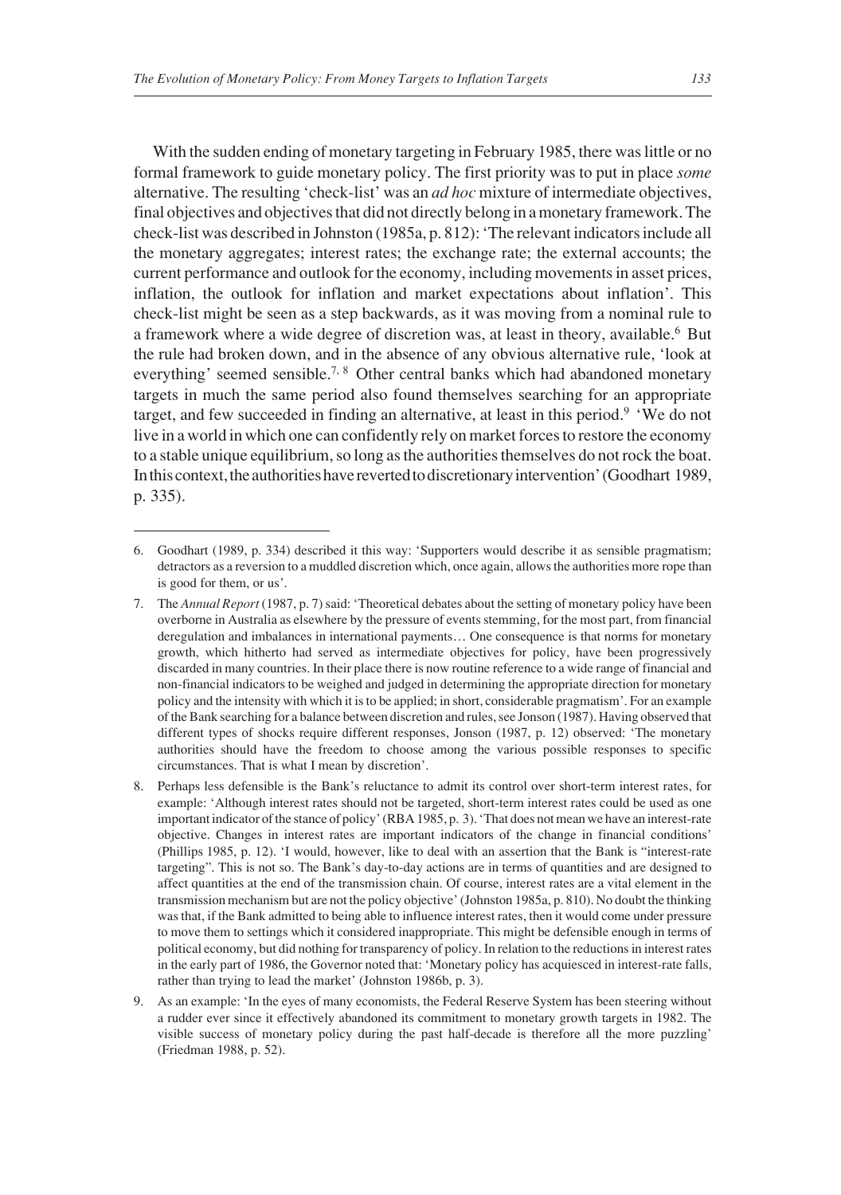With the sudden ending of monetary targeting in February 1985, there was little or no formal framework to guide monetary policy. The first priority was to put in place *some* alternative. The resulting 'check-list' was an *ad hoc* mixture of intermediate objectives, final objectives and objectives that did not directly belong in a monetary framework. The check-list was described in Johnston (1985a, p. 812): 'The relevant indicators include all the monetary aggregates; interest rates; the exchange rate; the external accounts; the current performance and outlook for the economy, including movements in asset prices, inflation, the outlook for inflation and market expectations about inflation'. This check-list might be seen as a step backwards, as it was moving from a nominal rule to a framework where a wide degree of discretion was, at least in theory, available.[6] But the rule had broken down, and in the absence of any obvious alternative rule, 'look at everything' seemed sensible.[7, 8] Other central banks which had abandoned monetary targets in much the same period also found themselves searching for an appropriate target, and few succeeded in finding an alternative, at least in this period.[9] 'We do not live in a world in which one can confidently rely on market forces to restore the economy to a stable unique equilibrium, so long as the authorities themselves do not rock the boat. In this context, the authorities have reverted to discretionary intervention' (Goodhart 1989, p. 335).

---

6. Goodhart (1989, p. 334) described it this way: 'Supporters would describe it as sensible pragmatism; detractors as a reversion to a muddled discretion which, once again, allows the authorities more rope than is good for them, or us'.

7. The *Annual Report* (1987, p. 7) said: 'Theoretical debates about the setting of monetary policy have been overborne in Australia as elsewhere by the pressure of events stemming, for the most part, from financial deregulation and imbalances in international payments… One consequence is that norms for monetary growth, which hitherto had served as intermediate objectives for policy, have been progressively discarded in many countries. In their place there is now routine reference to a wide range of financial and non-financial indicators to be weighed and judged in determining the appropriate direction for monetary policy and the intensity with which it is to be applied; in short, considerable pragmatism'. For an example of the Bank searching for a balance between discretion and rules, see Jonson (1987). Having observed that different types of shocks require different responses, Jonson (1987, p. 12) observed: 'The monetary authorities should have the freedom to choose among the various possible responses to specific circumstances. That is what I mean by discretion'.

8. Perhaps less defensible is the Bank's reluctance to admit its control over short-term interest rates, for example: 'Although interest rates should not be targeted, short-term interest rates could be used as one important indicator of the stance of policy' (RBA 1985, p. 3). 'That does not mean we have an interest-rate objective. Changes in interest rates are important indicators of the change in financial conditions' (Phillips 1985, p. 12). 'I would, however, like to deal with an assertion that the Bank is "interest-rate targeting". This is not so. The Bank's day-to-day actions are in terms of quantities and are designed to affect quantities at the end of the transmission chain. Of course, interest rates are a vital element in the transmission mechanism but are not the policy objective' (Johnston 1985a, p. 810). No doubt the thinking was that, if the Bank admitted to being able to influence interest rates, then it would come under pressure to move them to settings which it considered inappropriate. This might be defensible enough in terms of political economy, but did nothing for transparency of policy. In relation to the reductions in interest rates in the early part of 1986, the Governor noted that: 'Monetary policy has acquiesced in interest-rate falls, rather than trying to lead the market' (Johnston 1986b, p. 3).

9. As an example: 'In the eyes of many economists, the Federal Reserve System has been steering without a rudder ever since it effectively abandoned its commitment to monetary growth targets in 1982. The visible success of monetary policy during the past half-decade is therefore all the more puzzling' (Friedman 1988, p. 52).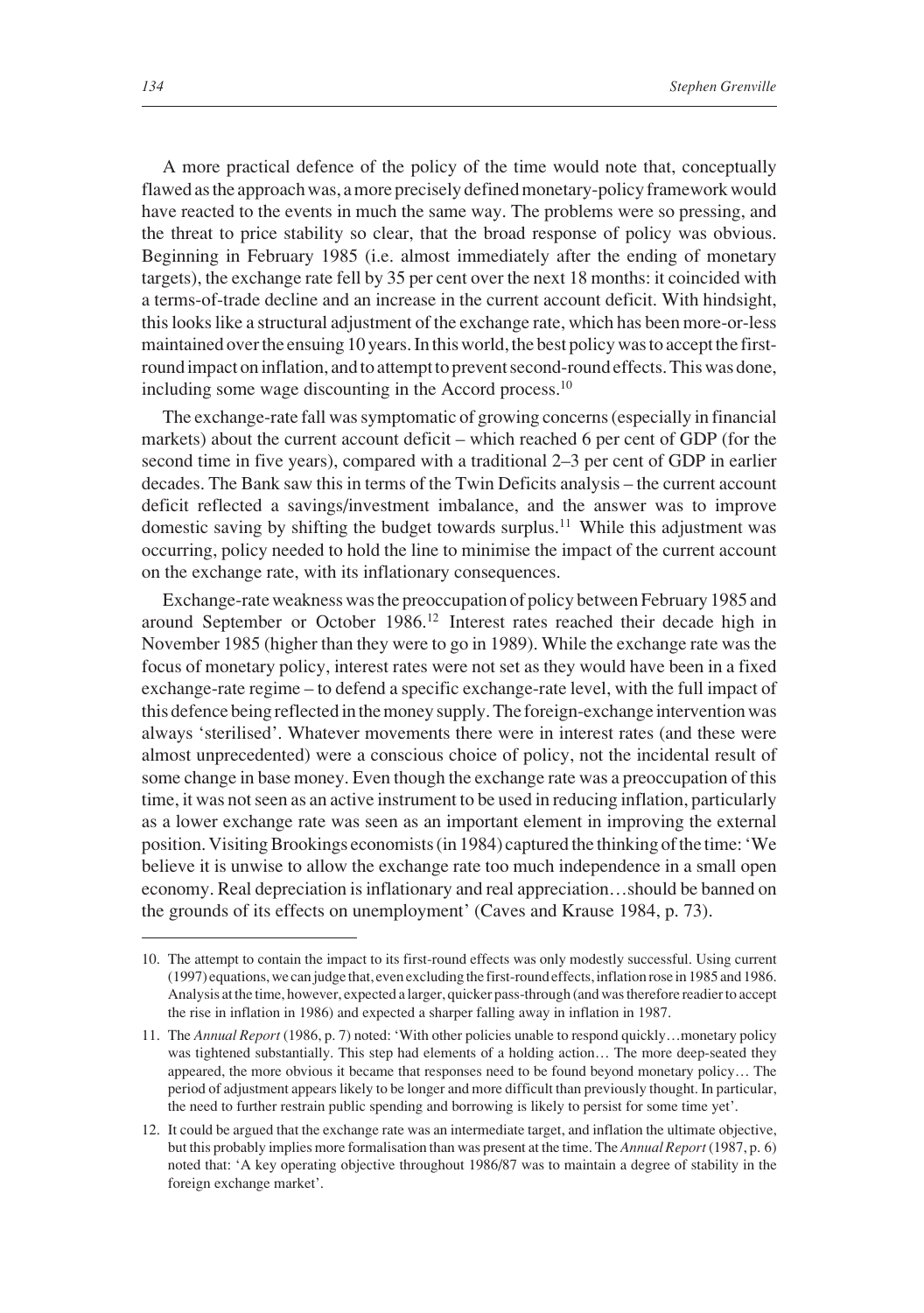A more practical defence of the policy of the time would note that, conceptually flawed as the approach was, a more precisely defined monetary-policy framework would have reacted to the events in much the same way. The problems were so pressing, and the threat to price stability so clear, that the broad response of policy was obvious. Beginning in February 1985 (i.e. almost immediately after the ending of monetary targets), the exchange rate fell by 35 per cent over the next 18 months: it coincided with a terms-of-trade decline and an increase in the current account deficit. With hindsight, this looks like a structural adjustment of the exchange rate, which has been more-or-less maintained over the ensuing 10 years. In this world, the best policy was to accept the first-round impact on inflation, and to attempt to prevent second-round effects. This was done, including some wage discounting in the Accord process.[10]

The exchange-rate fall was symptomatic of growing concerns (especially in financial markets) about the current account deficit – which reached 6 per cent of GDP (for the second time in five years), compared with a traditional 2–3 per cent of GDP in earlier decades. The Bank saw this in terms of the Twin Deficits analysis – the current account deficit reflected a savings/investment imbalance, and the answer was to improve domestic saving by shifting the budget towards surplus.[11] While this adjustment was occurring, policy needed to hold the line to minimise the impact of the current account on the exchange rate, with its inflationary consequences.

Exchange-rate weakness was the preoccupation of policy between February 1985 and around September or October 1986.[12] Interest rates reached their decade high in November 1985 (higher than they were to go in 1989). While the exchange rate was the focus of monetary policy, interest rates were not set as they would have been in a fixed exchange-rate regime – to defend a specific exchange-rate level, with the full impact of this defence being reflected in the money supply. The foreign-exchange intervention was always 'sterilised'. Whatever movements there were in interest rates (and these were almost unprecedented) were a conscious choice of policy, not the incidental result of some change in base money. Even though the exchange rate was a preoccupation of this time, it was not seen as an active instrument to be used in reducing inflation, particularly as a lower exchange rate was seen as an important element in improving the external position. Visiting Brookings economists (in 1984) captured the thinking of the time: 'We believe it is unwise to allow the exchange rate too much independence in a small open economy. Real depreciation is inflationary and real appreciation…should be banned on the grounds of its effects on unemployment' (Caves and Krause 1984, p. 73).

---

10. The attempt to contain the impact to its first-round effects was only modestly successful. Using current (1997) equations, we can judge that, even excluding the first-round effects, inflation rose in 1985 and 1986. Analysis at the time, however, expected a larger, quicker pass-through (and was therefore readier to accept the rise in inflation in 1986) and expected a sharper falling away in inflation in 1987.

11. The *Annual Report* (1986, p. 7) noted: 'With other policies unable to respond quickly…monetary policy was tightened substantially. This step had elements of a holding action… The more deep-seated they appeared, the more obvious it became that responses need to be found beyond monetary policy… The period of adjustment appears likely to be longer and more difficult than previously thought. In particular, the need to further restrain public spending and borrowing is likely to persist for some time yet'.

12. It could be argued that the exchange rate was an intermediate target, and inflation the ultimate objective, but this probably implies more formalisation than was present at the time. The *Annual Report* (1987, p. 6) noted that: 'A key operating objective throughout 1986/87 was to maintain a degree of stability in the foreign exchange market'.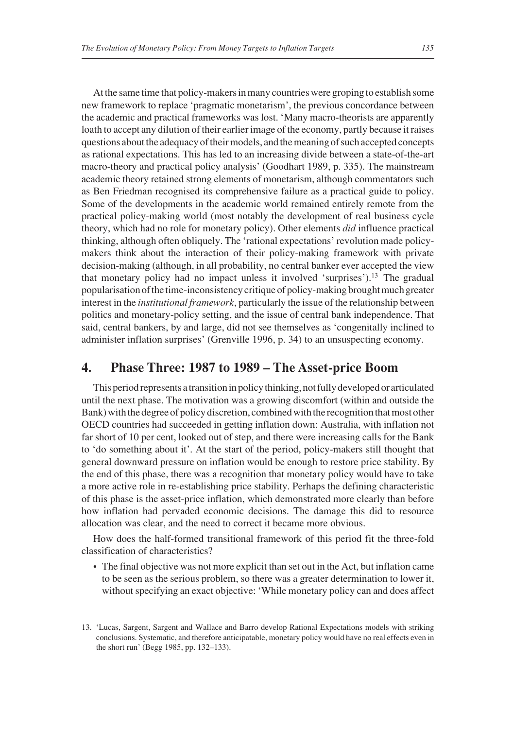At the same time that policy-makers in many countries were groping to establish some new framework to replace 'pragmatic monetarism', the previous concordance between the academic and practical frameworks was lost. 'Many macro-theorists are apparently loath to accept any dilution of their earlier image of the economy, partly because it raises questions about the adequacy of their models, and the meaning of such accepted concepts as rational expectations. This has led to an increasing divide between a state-of-the-art macro-theory and practical policy analysis' (Goodhart 1989, p. 335). The mainstream academic theory retained strong elements of monetarism, although commentators such as Ben Friedman recognised its comprehensive failure as a practical guide to policy. Some of the developments in the academic world remained entirely remote from the practical policy-making world (most notably the development of real business cycle theory, which had no role for monetary policy). Other elements *did* influence practical thinking, although often obliquely. The 'rational expectations' revolution made policy-makers think about the interaction of their policy-making framework with private decision-making (although, in all probability, no central banker ever accepted the view that monetary policy had no impact unless it involved 'surprises').[13] The gradual popularisation of the time-inconsistency critique of policy-making brought much greater interest in the *institutional framework*, particularly the issue of the relationship between politics and monetary-policy setting, and the issue of central bank independence. That said, central bankers, by and large, did not see themselves as 'congenitally inclined to administer inflation surprises' (Grenville 1996, p. 34) to an unsuspecting economy.

## 4. Phase Three: 1987 to 1989 – The Asset-price Boom

This period represents a transition in policy thinking, not fully developed or articulated until the next phase. The motivation was a growing discomfort (within and outside the Bank) with the degree of policy discretion, combined with the recognition that most other OECD countries had succeeded in getting inflation down: Australia, with inflation not far short of 10 per cent, looked out of step, and there were increasing calls for the Bank to 'do something about it'. At the start of the period, policy-makers still thought that general downward pressure on inflation would be enough to restore price stability. By the end of this phase, there was a recognition that monetary policy would have to take a more active role in re-establishing price stability. Perhaps the defining characteristic of this phase is the asset-price inflation, which demonstrated more clearly than before how inflation had pervaded economic decisions. The damage this did to resource allocation was clear, and the need to correct it became more obvious.

How does the half-formed transitional framework of this period fit the three-fold classification of characteristics?

- The final objective was not more explicit than set out in the Act, but inflation came to be seen as the serious problem, so there was a greater determination to lower it, without specifying an exact objective: 'While monetary policy can and does affect

---

13. 'Lucas, Sargent, Sargent and Wallace and Barro develop Rational Expectations models with striking conclusions. Systematic, and therefore anticipatable, monetary policy would have no real effects even in the short run' (Begg 1985, pp. 132–133).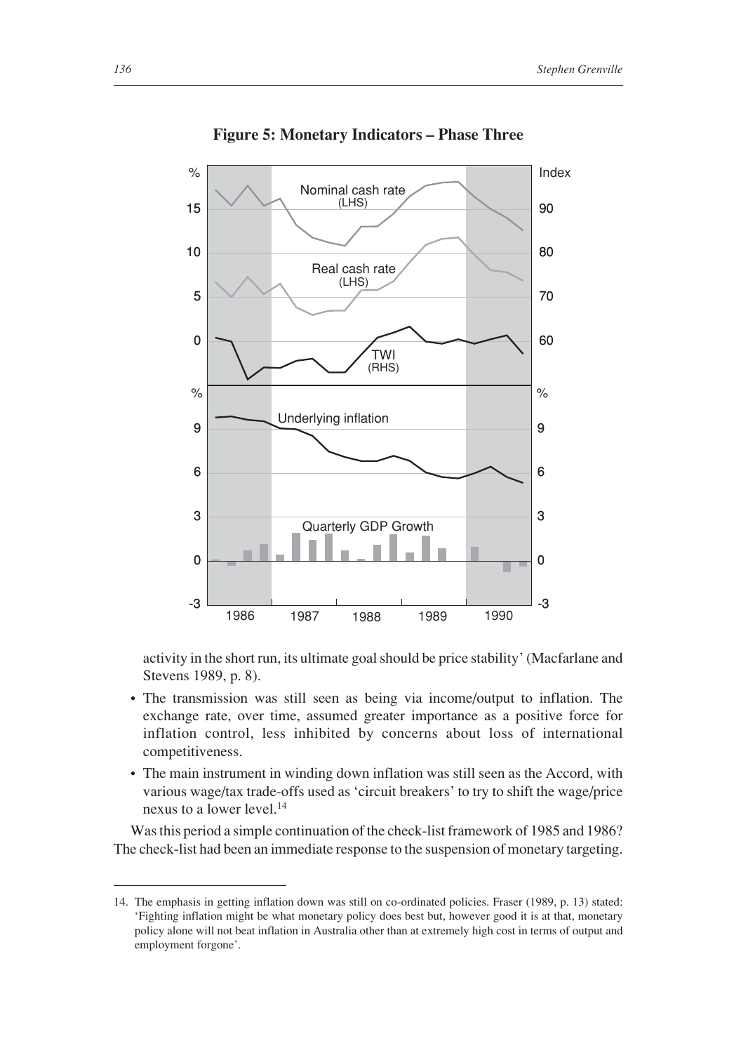**Figure 5: Monetary Indicators – Phase Three**

activity in the short run, its ultimate goal should be price stability' (Macfarlane and Stevens 1989, p. 8).

- The transmission was still seen as being via income/output to inflation. The exchange rate, over time, assumed greater importance as a positive force for inflation control, less inhibited by concerns about loss of international competitiveness.
- The main instrument in winding down inflation was still seen as the Accord, with various wage/tax trade-offs used as 'circuit breakers' to try to shift the wage/price nexus to a lower level.[14]

Was this period a simple continuation of the check-list framework of 1985 and 1986? The check-list had been an immediate response to the suspension of monetary targeting.

---

14. The emphasis in getting inflation down was still on co-ordinated policies. Fraser (1989, p. 13) stated: 'Fighting inflation might be what monetary policy does best but, however good it is at that, monetary policy alone will not beat inflation in Australia other than at extremely high cost in terms of output and employment forgone'.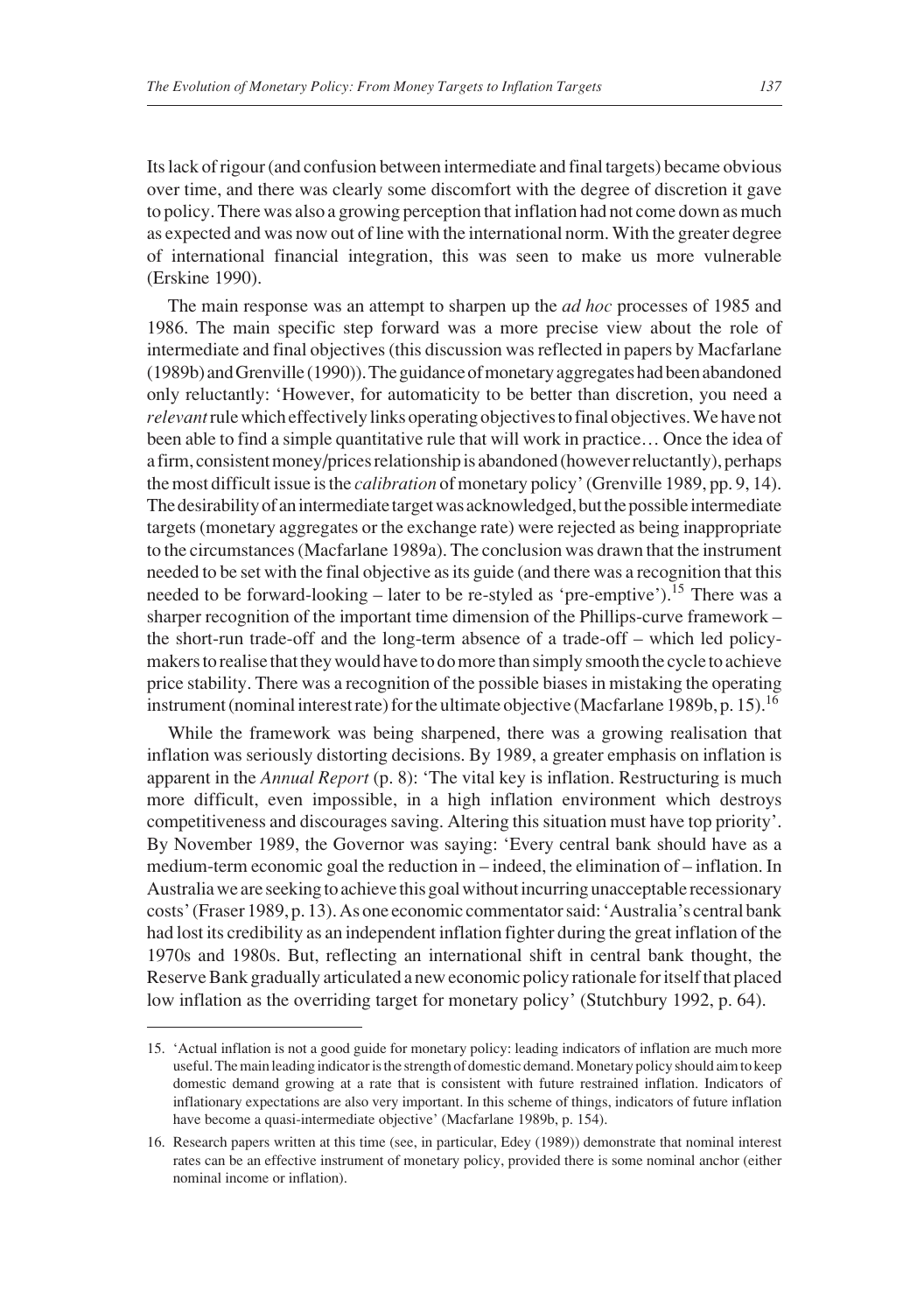Its lack of rigour (and confusion between intermediate and final targets) became obvious over time, and there was clearly some discomfort with the degree of discretion it gave to policy. There was also a growing perception that inflation had not come down as much as expected and was now out of line with the international norm. With the greater degree of international financial integration, this was seen to make us more vulnerable (Erskine 1990).

The main response was an attempt to sharpen up the *ad hoc* processes of 1985 and 1986. The main specific step forward was a more precise view about the role of intermediate and final objectives (this discussion was reflected in papers by Macfarlane (1989b) and Grenville (1990)). The guidance of monetary aggregates had been abandoned only reluctantly: 'However, for automaticity to be better than discretion, you need a *relevant* rule which effectively links operating objectives to final objectives. We have not been able to find a simple quantitative rule that will work in practice… Once the idea of a firm, consistent money/prices relationship is abandoned (however reluctantly), perhaps the most difficult issue is the *calibration* of monetary policy' (Grenville 1989, pp. 9, 14). The desirability of an intermediate target was acknowledged, but the possible intermediate targets (monetary aggregates or the exchange rate) were rejected as being inappropriate to the circumstances (Macfarlane 1989a). The conclusion was drawn that the instrument needed to be set with the final objective as its guide (and there was a recognition that this needed to be forward-looking – later to be re-styled as 'pre-emptive').[15] There was a sharper recognition of the important time dimension of the Phillips-curve framework – the short-run trade-off and the long-term absence of a trade-off – which led policy-makers to realise that they would have to do more than simply smooth the cycle to achieve price stability. There was a recognition of the possible biases in mistaking the operating instrument (nominal interest rate) for the ultimate objective (Macfarlane 1989b, p. 15).[16]

While the framework was being sharpened, there was a growing realisation that inflation was seriously distorting decisions. By 1989, a greater emphasis on inflation is apparent in the *Annual Report* (p. 8): 'The vital key is inflation. Restructuring is much more difficult, even impossible, in a high inflation environment which destroys competitiveness and discourages saving. Altering this situation must have top priority'. By November 1989, the Governor was saying: 'Every central bank should have as a medium-term economic goal the reduction in – indeed, the elimination of – inflation. In Australia we are seeking to achieve this goal without incurring unacceptable recessionary costs' (Fraser 1989, p. 13). As one economic commentator said: 'Australia's central bank had lost its credibility as an independent inflation fighter during the great inflation of the 1970s and 1980s. But, reflecting an international shift in central bank thought, the Reserve Bank gradually articulated a new economic policy rationale for itself that placed low inflation as the overriding target for monetary policy' (Stutchbury 1992, p. 64).

---

15. 'Actual inflation is not a good guide for monetary policy: leading indicators of inflation are much more useful. The main leading indicator is the strength of domestic demand. Monetary policy should aim to keep domestic demand growing at a rate that is consistent with future restrained inflation. Indicators of inflationary expectations are also very important. In this scheme of things, indicators of future inflation have become a quasi-intermediate objective' (Macfarlane 1989b, p. 154).

16. Research papers written at this time (see, in particular, Edey (1989)) demonstrate that nominal interest rates can be an effective instrument of monetary policy, provided there is some nominal anchor (either nominal income or inflation).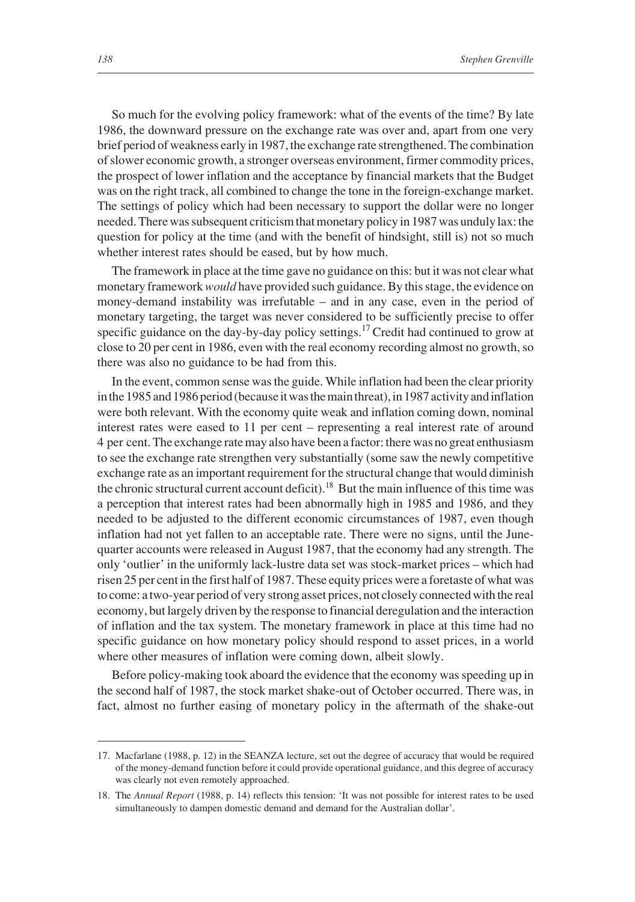So much for the evolving policy framework: what of the events of the time? By late 1986, the downward pressure on the exchange rate was over and, apart from one very brief period of weakness early in 1987, the exchange rate strengthened. The combination of slower economic growth, a stronger overseas environment, firmer commodity prices, the prospect of lower inflation and the acceptance by financial markets that the Budget was on the right track, all combined to change the tone in the foreign-exchange market. The settings of policy which had been necessary to support the dollar were no longer needed. There was subsequent criticism that monetary policy in 1987 was unduly lax: the question for policy at the time (and with the benefit of hindsight, still is) not so much whether interest rates should be eased, but by how much.

The framework in place at the time gave no guidance on this: but it was not clear what monetary framework *would* have provided such guidance. By this stage, the evidence on money-demand instability was irrefutable – and in any case, even in the period of monetary targeting, the target was never considered to be sufficiently precise to offer specific guidance on the day-by-day policy settings.[17] Credit had continued to grow at close to 20 per cent in 1986, even with the real economy recording almost no growth, so there was also no guidance to be had from this.

In the event, common sense was the guide. While inflation had been the clear priority in the 1985 and 1986 period (because it was the main threat), in 1987 activity and inflation were both relevant. With the economy quite weak and inflation coming down, nominal interest rates were eased to 11 per cent – representing a real interest rate of around 4 per cent. The exchange rate may also have been a factor: there was no great enthusiasm to see the exchange rate strengthen very substantially (some saw the newly competitive exchange rate as an important requirement for the structural change that would diminish the chronic structural current account deficit).[18] But the main influence of this time was a perception that interest rates had been abnormally high in 1985 and 1986, and they needed to be adjusted to the different economic circumstances of 1987, even though inflation had not yet fallen to an acceptable rate. There were no signs, until the June-quarter accounts were released in August 1987, that the economy had any strength. The only 'outlier' in the uniformly lack-lustre data set was stock-market prices – which had risen 25 per cent in the first half of 1987. These equity prices were a foretaste of what was to come: a two-year period of very strong asset prices, not closely connected with the real economy, but largely driven by the response to financial deregulation and the interaction of inflation and the tax system. The monetary framework in place at this time had no specific guidance on how monetary policy should respond to asset prices, in a world where other measures of inflation were coming down, albeit slowly.

Before policy-making took aboard the evidence that the economy was speeding up in the second half of 1987, the stock market shake-out of October occurred. There was, in fact, almost no further easing of monetary policy in the aftermath of the shake-out

---

17. Macfarlane (1988, p. 12) in the SEANZA lecture, set out the degree of accuracy that would be required of the money-demand function before it could provide operational guidance, and this degree of accuracy was clearly not even remotely approached.

18. The *Annual Report* (1988, p. 14) reflects this tension: 'It was not possible for interest rates to be used simultaneously to dampen domestic demand and demand for the Australian dollar'.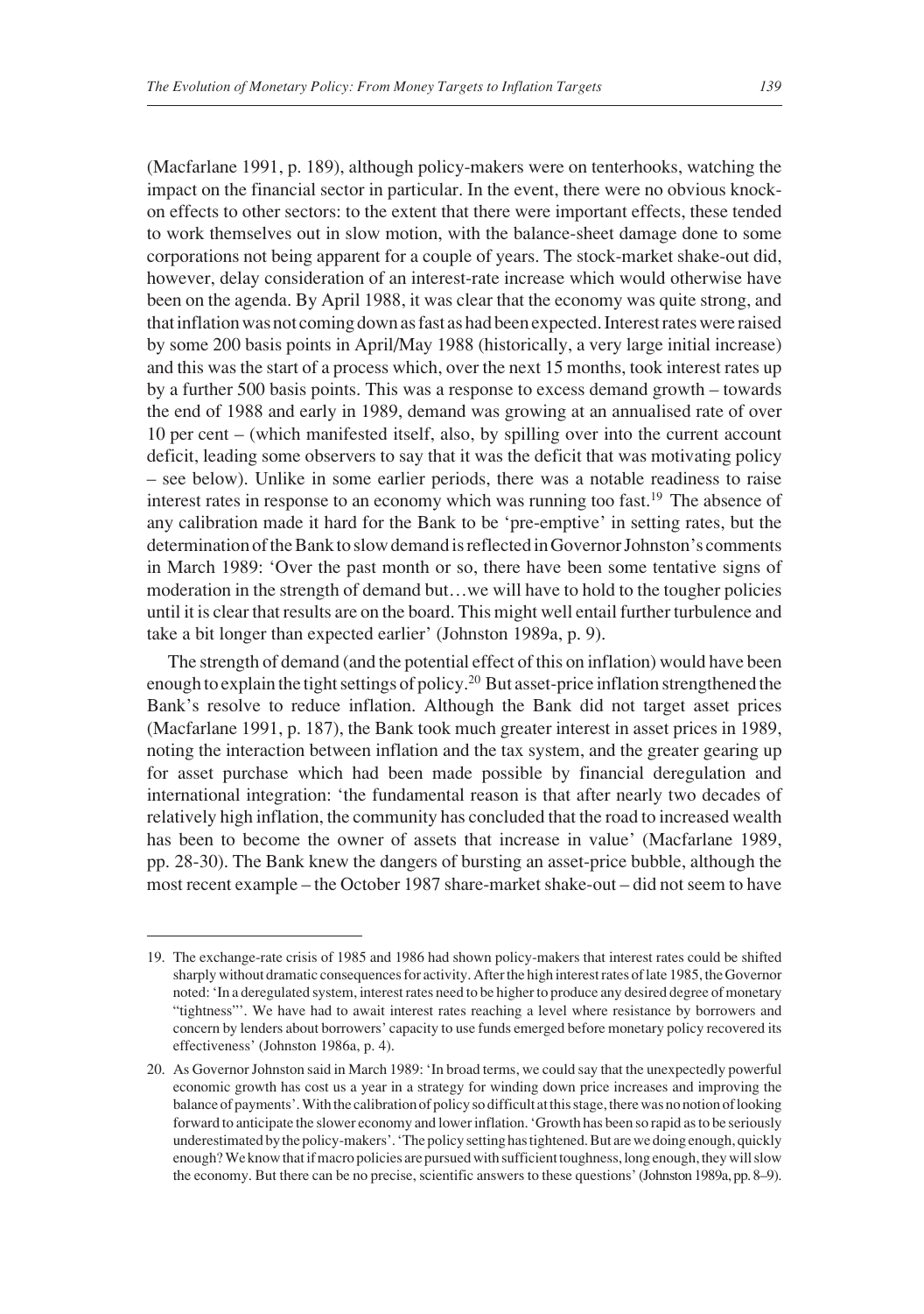(Macfarlane 1991, p. 189), although policy-makers were on tenterhooks, watching the impact on the financial sector in particular. In the event, there were no obvious knock-on effects to other sectors: to the extent that there were important effects, these tended to work themselves out in slow motion, with the balance-sheet damage done to some corporations not being apparent for a couple of years. The stock-market shake-out did, however, delay consideration of an interest-rate increase which would otherwise have been on the agenda. By April 1988, it was clear that the economy was quite strong, and that inflation was not coming down as fast as had been expected. Interest rates were raised by some 200 basis points in April/May 1988 (historically, a very large initial increase) and this was the start of a process which, over the next 15 months, took interest rates up by a further 500 basis points. This was a response to excess demand growth – towards the end of 1988 and early in 1989, demand was growing at an annualised rate of over 10 per cent – (which manifested itself, also, by spilling over into the current account deficit, leading some observers to say that it was the deficit that was motivating policy – see below). Unlike in some earlier periods, there was a notable readiness to raise interest rates in response to an economy which was running too fast.[19] The absence of any calibration made it hard for the Bank to be 'pre-emptive' in setting rates, but the determination of the Bank to slow demand is reflected in Governor Johnston's comments in March 1989: 'Over the past month or so, there have been some tentative signs of moderation in the strength of demand but…we will have to hold to the tougher policies until it is clear that results are on the board. This might well entail further turbulence and take a bit longer than expected earlier' (Johnston 1989a, p. 9).

The strength of demand (and the potential effect of this on inflation) would have been enough to explain the tight settings of policy.[20] But asset-price inflation strengthened the Bank's resolve to reduce inflation. Although the Bank did not target asset prices (Macfarlane 1991, p. 187), the Bank took much greater interest in asset prices in 1989, noting the interaction between inflation and the tax system, and the greater gearing up for asset purchase which had been made possible by financial deregulation and international integration: 'the fundamental reason is that after nearly two decades of relatively high inflation, the community has concluded that the road to increased wealth has been to become the owner of assets that increase in value' (Macfarlane 1989, pp. 28-30). The Bank knew the dangers of bursting an asset-price bubble, although the most recent example – the October 1987 share-market shake-out – did not seem to have

19. The exchange-rate crisis of 1985 and 1986 had shown policy-makers that interest rates could be shifted sharply without dramatic consequences for activity. After the high interest rates of late 1985, the Governor noted: 'In a deregulated system, interest rates need to be higher to produce any desired degree of monetary "tightness"'. We have had to await interest rates reaching a level where resistance by borrowers and concern by lenders about borrowers' capacity to use funds emerged before monetary policy recovered its effectiveness' (Johnston 1986a, p. 4).

20. As Governor Johnston said in March 1989: 'In broad terms, we could say that the unexpectedly powerful economic growth has cost us a year in a strategy for winding down price increases and improving the balance of payments'. With the calibration of policy so difficult at this stage, there was no notion of looking forward to anticipate the slower economy and lower inflation. 'Growth has been so rapid as to be seriously underestimated by the policy-makers'. 'The policy setting has tightened. But are we doing enough, quickly enough? We know that if macro policies are pursued with sufficient toughness, long enough, they will slow the economy. But there can be no precise, scientific answers to these questions' (Johnston 1989a, pp. 8–9).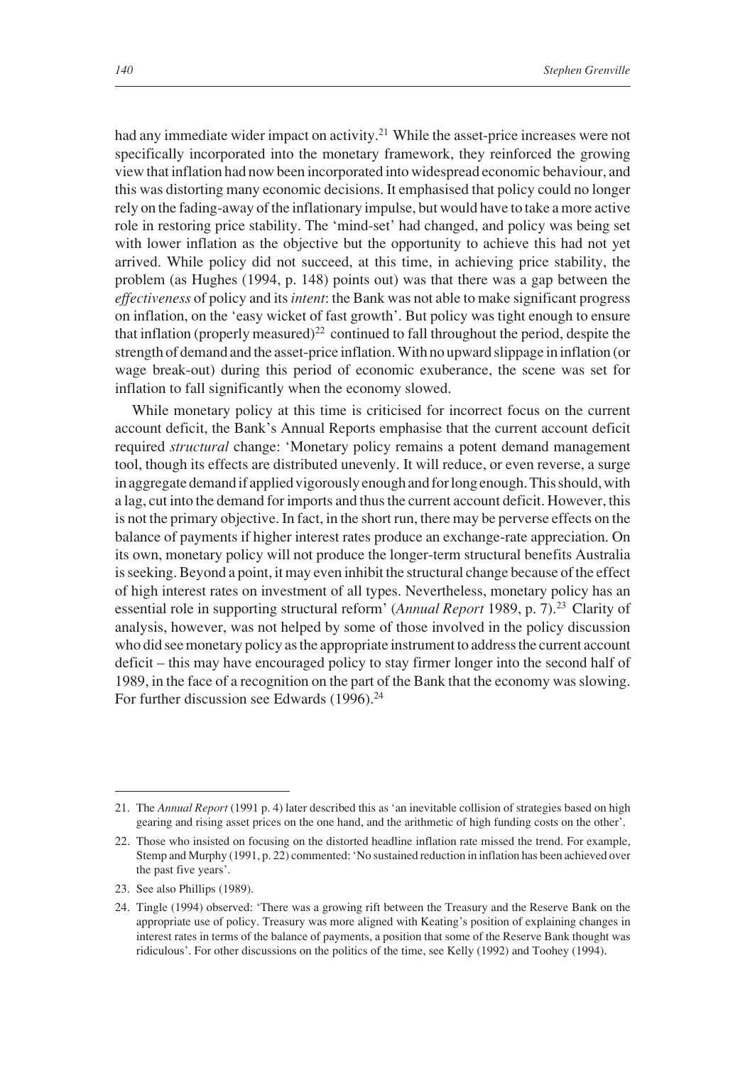had any immediate wider impact on activity.[21] While the asset-price increases were not specifically incorporated into the monetary framework, they reinforced the growing view that inflation had now been incorporated into widespread economic behaviour, and this was distorting many economic decisions. It emphasised that policy could no longer rely on the fading-away of the inflationary impulse, but would have to take a more active role in restoring price stability. The 'mind-set' had changed, and policy was being set with lower inflation as the objective but the opportunity to achieve this had not yet arrived. While policy did not succeed, at this time, in achieving price stability, the problem (as Hughes (1994, p. 148) points out) was that there was a gap between the *effectiveness* of policy and its *intent*: the Bank was not able to make significant progress on inflation, on the 'easy wicket of fast growth'. But policy was tight enough to ensure that inflation (properly measured)[22] continued to fall throughout the period, despite the strength of demand and the asset-price inflation. With no upward slippage in inflation (or wage break-out) during this period of economic exuberance, the scene was set for inflation to fall significantly when the economy slowed.

While monetary policy at this time is criticised for incorrect focus on the current account deficit, the Bank's Annual Reports emphasise that the current account deficit required *structural* change: 'Monetary policy remains a potent demand management tool, though its effects are distributed unevenly. It will reduce, or even reverse, a surge in aggregate demand if applied vigorously enough and for long enough. This should, with a lag, cut into the demand for imports and thus the current account deficit. However, this is not the primary objective. In fact, in the short run, there may be perverse effects on the balance of payments if higher interest rates produce an exchange-rate appreciation. On its own, monetary policy will not produce the longer-term structural benefits Australia is seeking. Beyond a point, it may even inhibit the structural change because of the effect of high interest rates on investment of all types. Nevertheless, monetary policy has an essential role in supporting structural reform' (*Annual Report* 1989, p. 7).[23] Clarity of analysis, however, was not helped by some of those involved in the policy discussion who did see monetary policy as the appropriate instrument to address the current account deficit – this may have encouraged policy to stay firmer longer into the second half of 1989, in the face of a recognition on the part of the Bank that the economy was slowing. For further discussion see Edwards (1996).[24]

---

21. The *Annual Report* (1991 p. 4) later described this as 'an inevitable collision of strategies based on high gearing and rising asset prices on the one hand, and the arithmetic of high funding costs on the other'.

22. Those who insisted on focusing on the distorted headline inflation rate missed the trend. For example, Stemp and Murphy (1991, p. 22) commented: 'No sustained reduction in inflation has been achieved over the past five years'.

23. See also Phillips (1989).

24. Tingle (1994) observed: 'There was a growing rift between the Treasury and the Reserve Bank on the appropriate use of policy. Treasury was more aligned with Keating's position of explaining changes in interest rates in terms of the balance of payments, a position that some of the Reserve Bank thought was ridiculous'. For other discussions on the politics of the time, see Kelly (1992) and Toohey (1994).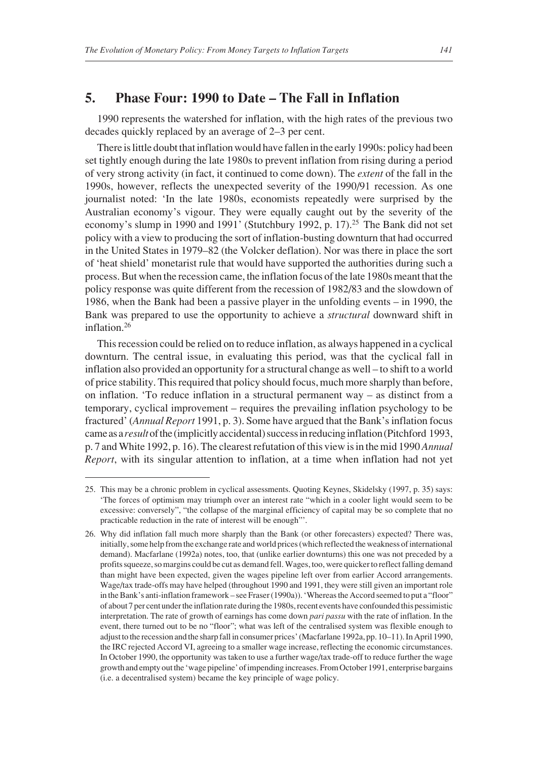## 5. Phase Four: 1990 to Date – The Fall in Inflation

1990 represents the watershed for inflation, with the high rates of the previous two decades quickly replaced by an average of 2–3 per cent.

There is little doubt that inflation would have fallen in the early 1990s: policy had been set tightly enough during the late 1980s to prevent inflation from rising during a period of very strong activity (in fact, it continued to come down). The *extent* of the fall in the 1990s, however, reflects the unexpected severity of the 1990/91 recession. As one journalist noted: 'In the late 1980s, economists repeatedly were surprised by the Australian economy's vigour. They were equally caught out by the severity of the economy's slump in 1990 and 1991' (Stutchbury 1992, p. 17).[25] The Bank did not set policy with a view to producing the sort of inflation-busting downturn that had occurred in the United States in 1979–82 (the Volcker deflation). Nor was there in place the sort of 'heat shield' monetarist rule that would have supported the authorities during such a process. But when the recession came, the inflation focus of the late 1980s meant that the policy response was quite different from the recession of 1982/83 and the slowdown of 1986, when the Bank had been a passive player in the unfolding events – in 1990, the Bank was prepared to use the opportunity to achieve a *structural* downward shift in inflation.[26]

This recession could be relied on to reduce inflation, as always happened in a cyclical downturn. The central issue, in evaluating this period, was that the cyclical fall in inflation also provided an opportunity for a structural change as well – to shift to a world of price stability. This required that policy should focus, much more sharply than before, on inflation. 'To reduce inflation in a structural permanent way – as distinct from a temporary, cyclical improvement – requires the prevailing inflation psychology to be fractured' (*Annual Report* 1991, p. 3). Some have argued that the Bank's inflation focus came as a *result* of the (implicitly accidental) success in reducing inflation (Pitchford 1993, p. 7 and White 1992, p. 16). The clearest refutation of this view is in the mid 1990 *Annual Report*, with its singular attention to inflation, at a time when inflation had not yet

---

25. This may be a chronic problem in cyclical assessments. Quoting Keynes, Skidelsky (1997, p. 35) says: 'The forces of optimism may triumph over an interest rate "which in a cooler light would seem to be excessive: conversely", "the collapse of the marginal efficiency of capital may be so complete that no practicable reduction in the rate of interest will be enough"'.

26. Why did inflation fall much more sharply than the Bank (or other forecasters) expected? There was, initially, some help from the exchange rate and world prices (which reflected the weakness of international demand). Macfarlane (1992a) notes, too, that (unlike earlier downturns) this one was not preceded by a profits squeeze, so margins could be cut as demand fell. Wages, too, were quicker to reflect falling demand than might have been expected, given the wages pipeline left over from earlier Accord arrangements. Wage/tax trade-offs may have helped (throughout 1990 and 1991, they were still given an important role in the Bank's anti-inflation framework – see Fraser (1990a)). 'Whereas the Accord seemed to put a "floor" of about 7 per cent under the inflation rate during the 1980s, recent events have confounded this pessimistic interpretation. The rate of growth of earnings has come down *pari passu* with the rate of inflation. In the event, there turned out to be no "floor"; what was left of the centralised system was flexible enough to adjust to the recession and the sharp fall in consumer prices' (Macfarlane 1992a, pp. 10–11). In April 1990, the IRC rejected Accord VI, agreeing to a smaller wage increase, reflecting the economic circumstances. In October 1990, the opportunity was taken to use a further wage/tax trade-off to reduce further the wage growth and empty out the 'wage pipeline' of impending increases. From October 1991, enterprise bargains (i.e. a decentralised system) became the key principle of wage policy.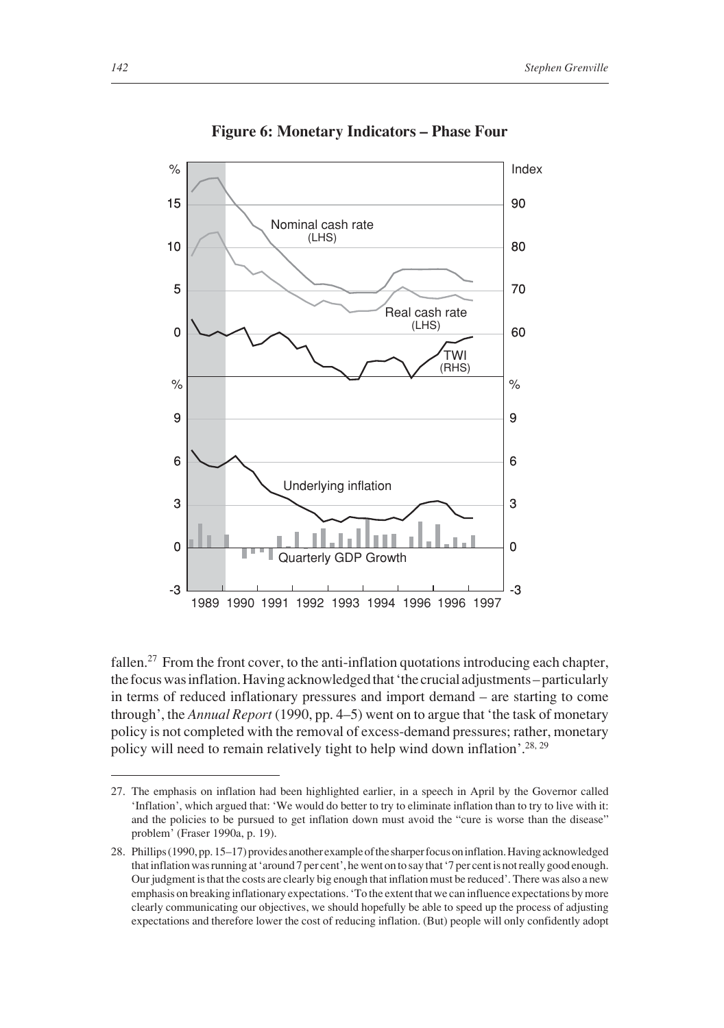**Figure 6: Monetary Indicators – Phase Four**

fallen.[27] From the front cover, to the anti-inflation quotations introducing each chapter, the focus was inflation. Having acknowledged that 'the crucial adjustments – particularly in terms of reduced inflationary pressures and import demand – are starting to come through', the *Annual Report* (1990, pp. 4–5) went on to argue that 'the task of monetary policy is not completed with the removal of excess-demand pressures; rather, monetary policy will need to remain relatively tight to help wind down inflation'.[28, 29]

27. The emphasis on inflation had been highlighted earlier, in a speech in April by the Governor called 'Inflation', which argued that: 'We would do better to try to eliminate inflation than to try to live with it: and the policies to be pursued to get inflation down must avoid the "cure is worse than the disease" problem' (Fraser 1990a, p. 19).

28. Phillips (1990, pp. 15–17) provides another example of the sharper focus on inflation. Having acknowledged that inflation was running at 'around 7 per cent', he went on to say that '7 per cent is not really good enough. Our judgment is that the costs are clearly big enough that inflation must be reduced'. There was also a new emphasis on breaking inflationary expectations. 'To the extent that we can influence expectations by more clearly communicating our objectives, we should hopefully be able to speed up the process of adjusting expectations and therefore lower the cost of reducing inflation. (But) people will only confidently adopt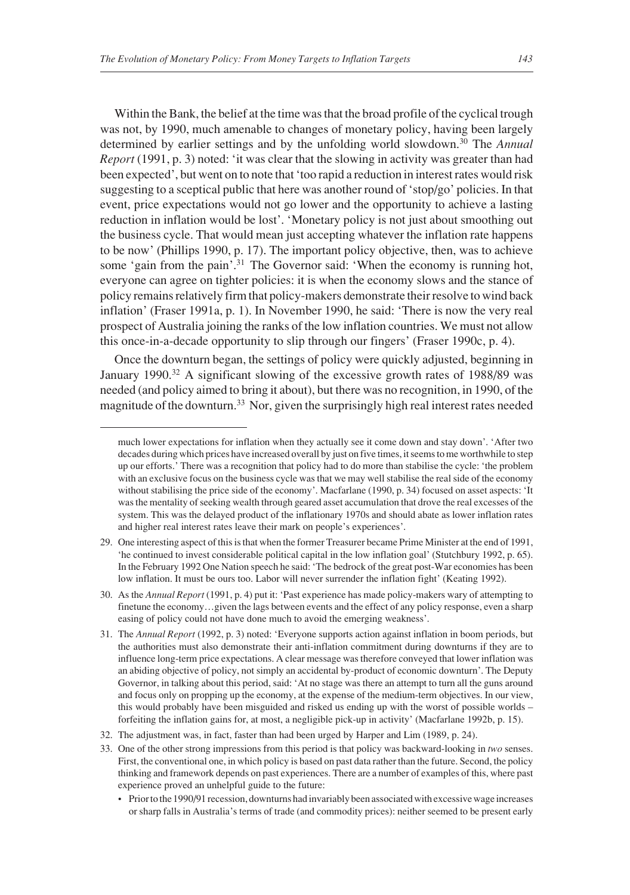Within the Bank, the belief at the time was that the broad profile of the cyclical trough was not, by 1990, much amenable to changes of monetary policy, having been largely determined by earlier settings and by the unfolding world slowdown.[30] The *Annual Report* (1991, p. 3) noted: 'it was clear that the slowing in activity was greater than had been expected', but went on to note that 'too rapid a reduction in interest rates would risk suggesting to a sceptical public that here was another round of 'stop/go' policies. In that event, price expectations would not go lower and the opportunity to achieve a lasting reduction in inflation would be lost'. 'Monetary policy is not just about smoothing out the business cycle. That would mean just accepting whatever the inflation rate happens to be now' (Phillips 1990, p. 17). The important policy objective, then, was to achieve some 'gain from the pain'.[31] The Governor said: 'When the economy is running hot, everyone can agree on tighter policies: it is when the economy slows and the stance of policy remains relatively firm that policy-makers demonstrate their resolve to wind back inflation' (Fraser 1991a, p. 1). In November 1990, he said: 'There is now the very real prospect of Australia joining the ranks of the low inflation countries. We must not allow this once-in-a-decade opportunity to slip through our fingers' (Fraser 1990c, p. 4).

Once the downturn began, the settings of policy were quickly adjusted, beginning in January 1990.[32] A significant slowing of the excessive growth rates of 1988/89 was needed (and policy aimed to bring it about), but there was no recognition, in 1990, of the magnitude of the downturn.[33] Nor, given the surprisingly high real interest rates needed

---

much lower expectations for inflation when they actually see it come down and stay down'. 'After two decades during which prices have increased overall by just on five times, it seems to me worthwhile to step up our efforts.' There was a recognition that policy had to do more than stabilise the cycle: 'the problem with an exclusive focus on the business cycle was that we may well stabilise the real side of the economy without stabilising the price side of the economy'. Macfarlane (1990, p. 34) focused on asset aspects: 'It was the mentality of seeking wealth through geared asset accumulation that drove the real excesses of the system. This was the delayed product of the inflationary 1970s and should abate as lower inflation rates and higher real interest rates leave their mark on people's experiences'.

29. One interesting aspect of this is that when the former Treasurer became Prime Minister at the end of 1991, 'he continued to invest considerable political capital in the low inflation goal' (Stutchbury 1992, p. 65). In the February 1992 One Nation speech he said: 'The bedrock of the great post-War economies has been low inflation. It must be ours too. Labor will never surrender the inflation fight' (Keating 1992).

30. As the *Annual Report* (1991, p. 4) put it: 'Past experience has made policy-makers wary of attempting to finetune the economy…given the lags between events and the effect of any policy response, even a sharp easing of policy could not have done much to avoid the emerging weakness'.

31. The *Annual Report* (1992, p. 3) noted: 'Everyone supports action against inflation in boom periods, but the authorities must also demonstrate their anti-inflation commitment during downturns if they are to influence long-term price expectations. A clear message was therefore conveyed that lower inflation was an abiding objective of policy, not simply an accidental by-product of economic downturn'. The Deputy Governor, in talking about this period, said: 'At no stage was there an attempt to turn all the guns around and focus only on propping up the economy, at the expense of the medium-term objectives. In our view, this would probably have been misguided and risked us ending up with the worst of possible worlds – forfeiting the inflation gains for, at most, a negligible pick-up in activity' (Macfarlane 1992b, p. 15).

32. The adjustment was, in fact, faster than had been urged by Harper and Lim (1989, p. 24).

33. One of the other strong impressions from this period is that policy was backward-looking in *two* senses. First, the conventional one, in which policy is based on past data rather than the future. Second, the policy thinking and framework depends on past experiences. There are a number of examples of this, where past experience proved an unhelpful guide to the future:

- Prior to the 1990/91 recession, downturns had invariably been associated with excessive wage increases or sharp falls in Australia's terms of trade (and commodity prices): neither seemed to be present early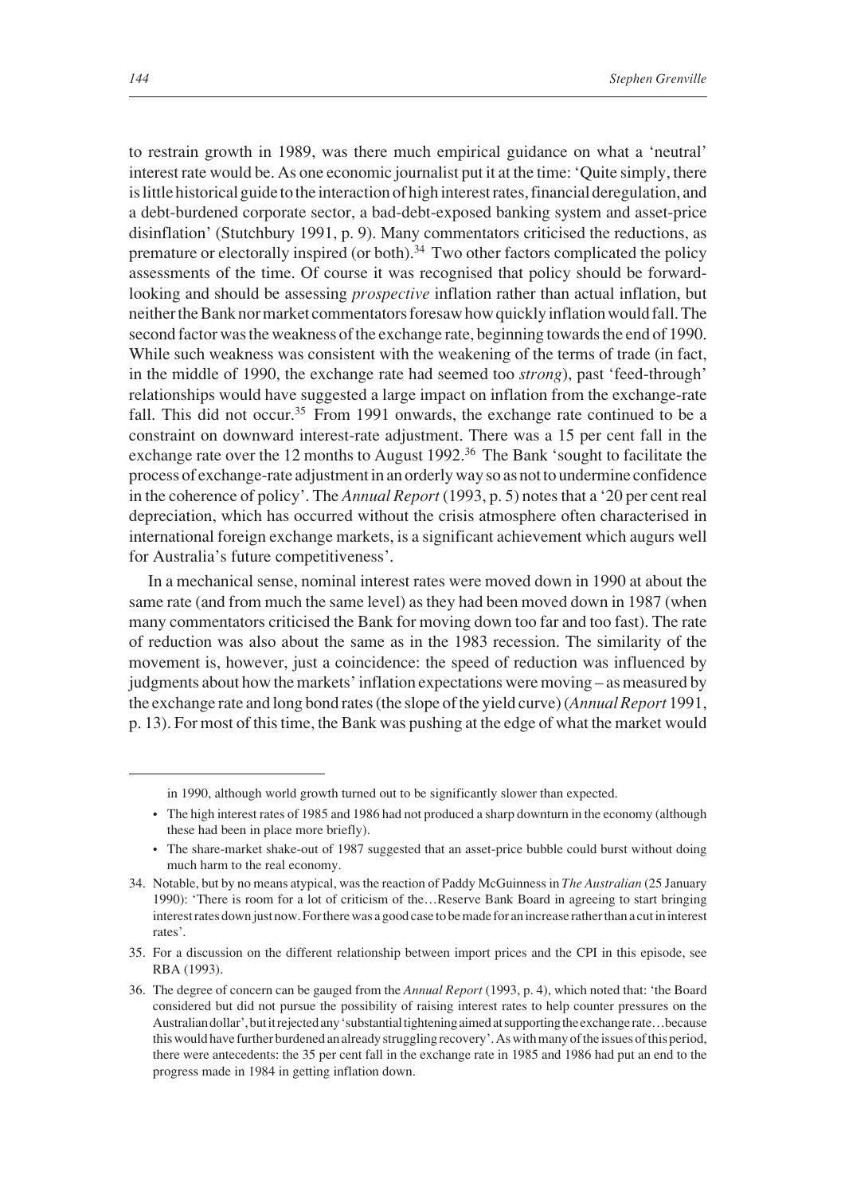to restrain growth in 1989, was there much empirical guidance on what a 'neutral' interest rate would be. As one economic journalist put it at the time: 'Quite simply, there is little historical guide to the interaction of high interest rates, financial deregulation, and a debt-burdened corporate sector, a bad-debt-exposed banking system and asset-price disinflation' (Stutchbury 1991, p. 9). Many commentators criticised the reductions, as premature or electorally inspired (or both).[34] Two other factors complicated the policy assessments of the time. Of course it was recognised that policy should be forward-looking and should be assessing *prospective* inflation rather than actual inflation, but neither the Bank nor market commentators foresaw how quickly inflation would fall. The second factor was the weakness of the exchange rate, beginning towards the end of 1990. While such weakness was consistent with the weakening of the terms of trade (in fact, in the middle of 1990, the exchange rate had seemed too *strong*), past 'feed-through' relationships would have suggested a large impact on inflation from the exchange-rate fall. This did not occur.[35] From 1991 onwards, the exchange rate continued to be a constraint on downward interest-rate adjustment. There was a 15 per cent fall in the exchange rate over the 12 months to August 1992.[36] The Bank 'sought to facilitate the process of exchange-rate adjustment in an orderly way so as not to undermine confidence in the coherence of policy'. The *Annual Report* (1993, p. 5) notes that a '20 per cent real depreciation, which has occurred without the crisis atmosphere often characterised in international foreign exchange markets, is a significant achievement which augurs well for Australia's future competitiveness'.

In a mechanical sense, nominal interest rates were moved down in 1990 at about the same rate (and from much the same level) as they had been moved down in 1987 (when many commentators criticised the Bank for moving down too far and too fast). The rate of reduction was also about the same as in the 1983 recession. The similarity of the movement is, however, just a coincidence: the speed of reduction was influenced by judgments about how the markets' inflation expectations were moving – as measured by the exchange rate and long bond rates (the slope of the yield curve) (*Annual Report* 1991, p. 13). For most of this time, the Bank was pushing at the edge of what the market would

---

in 1990, although world growth turned out to be significantly slower than expected.

- The high interest rates of 1985 and 1986 had not produced a sharp downturn in the economy (although these had been in place more briefly).
- The share-market shake-out of 1987 suggested that an asset-price bubble could burst without doing much harm to the real economy.

34. Notable, but by no means atypical, was the reaction of Paddy McGuinness in *The Australian* (25 January 1990): 'There is room for a lot of criticism of the…Reserve Bank Board in agreeing to start bringing interest rates down just now. For there was a good case to be made for an increase rather than a cut in interest rates'.

35. For a discussion on the different relationship between import prices and the CPI in this episode, see RBA (1993).

36. The degree of concern can be gauged from the *Annual Report* (1993, p. 4), which noted that: 'the Board considered but did not pursue the possibility of raising interest rates to help counter pressures on the Australian dollar', but it rejected any 'substantial tightening aimed at supporting the exchange rate…because this would have further burdened an already struggling recovery'. As with many of the issues of this period, there were antecedents: the 35 per cent fall in the exchange rate in 1985 and 1986 had put an end to the progress made in 1984 in getting inflation down.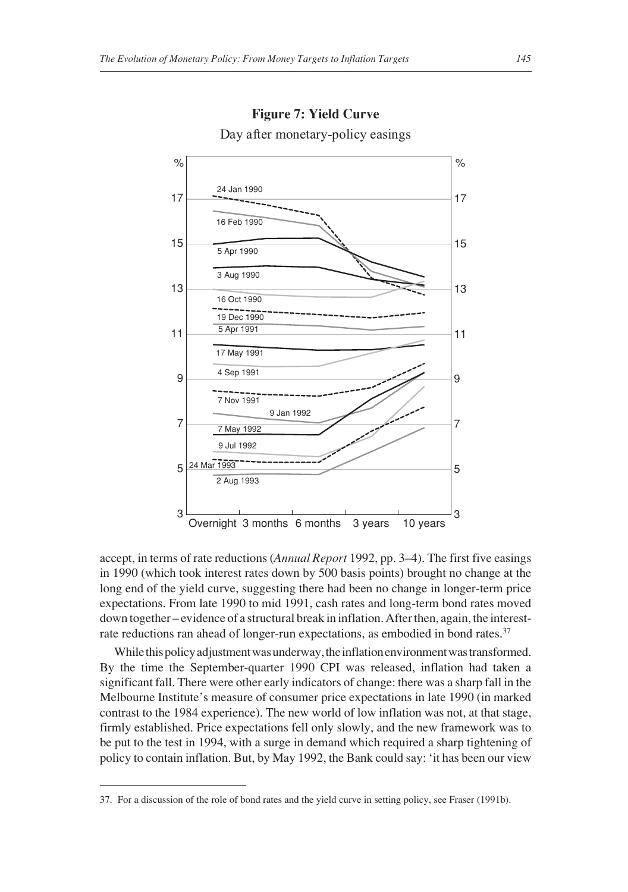**Figure 7: Yield Curve**

Day after monetary-policy easings

accept, in terms of rate reductions (*Annual Report* 1992, pp. 3–4). The first five easings in 1990 (which took interest rates down by 500 basis points) brought no change at the long end of the yield curve, suggesting there had been no change in longer-term price expectations. From late 1990 to mid 1991, cash rates and long-term bond rates moved down together – evidence of a structural break in inflation. After then, again, the interest-rate reductions ran ahead of longer-run expectations, as embodied in bond rates.[37]

While this policy adjustment was underway, the inflation environment was transformed. By the time the September-quarter 1990 CPI was released, inflation had taken a significant fall. There were other early indicators of change: there was a sharp fall in the Melbourne Institute's measure of consumer price expectations in late 1990 (in marked contrast to the 1984 experience). The new world of low inflation was not, at that stage, firmly established. Price expectations fell only slowly, and the new framework was to be put to the test in 1994, with a surge in demand which required a sharp tightening of policy to contain inflation. But, by May 1992, the Bank could say: 'it has been our view

37. For a discussion of the role of bond rates and the yield curve in setting policy, see Fraser (1991b).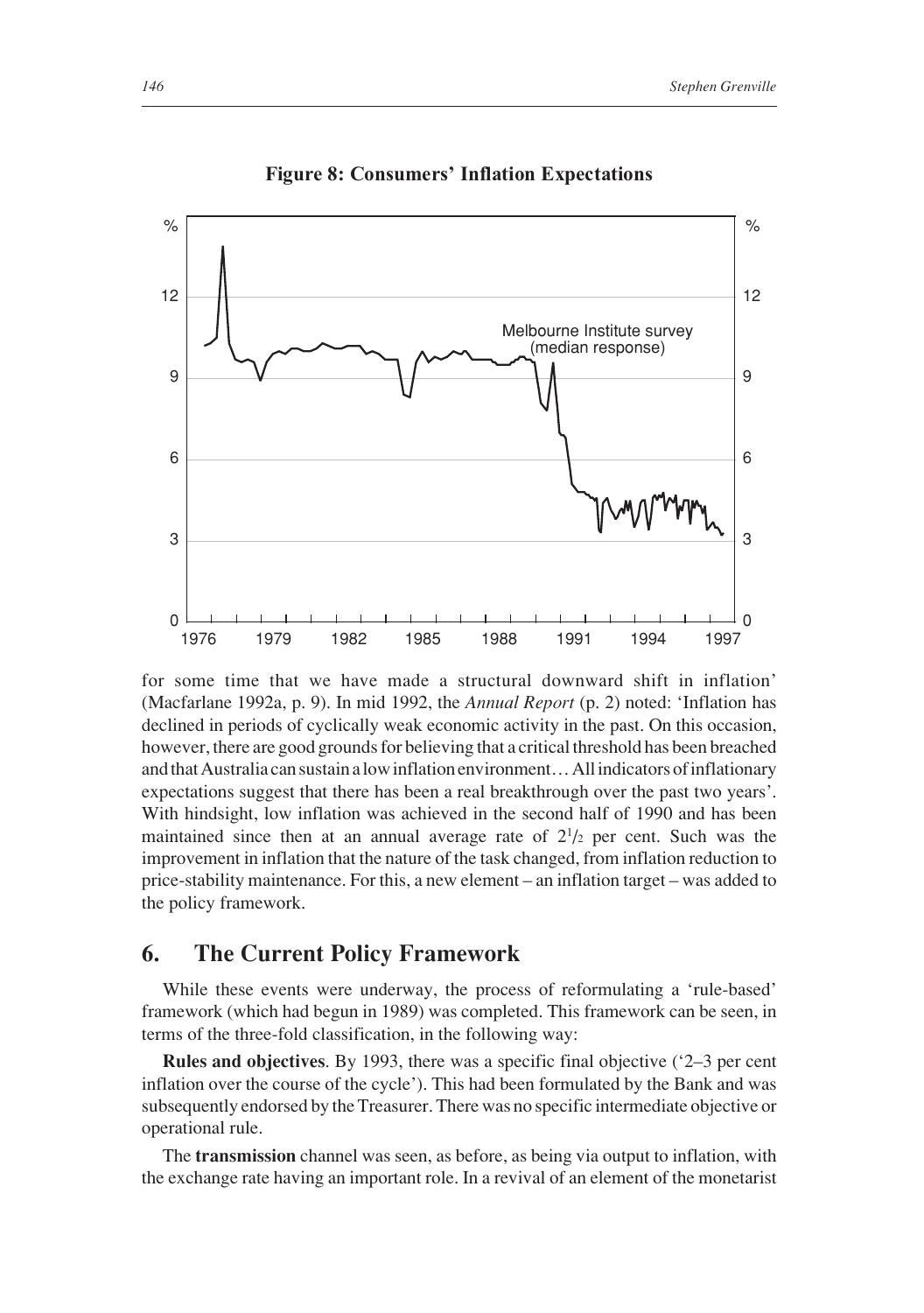**Figure 8: Consumers' Inflation Expectations**

for some time that we have made a structural downward shift in inflation' (Macfarlane 1992a, p. 9). In mid 1992, the *Annual Report* (p. 2) noted: 'Inflation has declined in periods of cyclically weak economic activity in the past. On this occasion, however, there are good grounds for believing that a critical threshold has been breached and that Australia can sustain a low inflation environment… All indicators of inflationary expectations suggest that there has been a real breakthrough over the past two years'. With hindsight, low inflation was achieved in the second half of 1990 and has been maintained since then at an annual average rate of $2^1/_2$ per cent. Such was the improvement in inflation that the nature of the task changed, from inflation reduction to price-stability maintenance. For this, a new element – an inflation target – was added to the policy framework.

## 6. The Current Policy Framework

While these events were underway, the process of reformulating a 'rule-based' framework (which had begun in 1989) was completed. This framework can be seen, in terms of the three-fold classification, in the following way:

**Rules and objectives**. By 1993, there was a specific final objective ('2–3 per cent inflation over the course of the cycle'). This had been formulated by the Bank and was subsequently endorsed by the Treasurer. There was no specific intermediate objective or operational rule.

The **transmission** channel was seen, as before, as being via output to inflation, with the exchange rate having an important role. In a revival of an element of the monetarist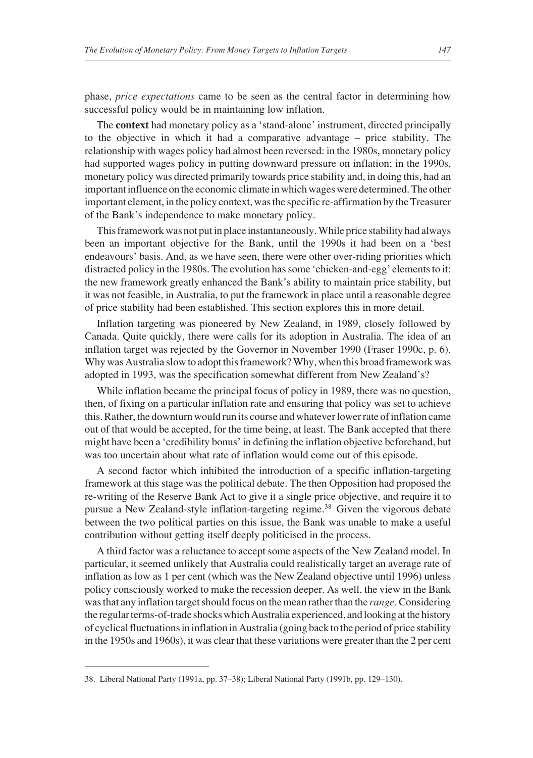phase, *price expectations* came to be seen as the central factor in determining how successful policy would be in maintaining low inflation.

The **context** had monetary policy as a 'stand-alone' instrument, directed principally to the objective in which it had a comparative advantage – price stability. The relationship with wages policy had almost been reversed: in the 1980s, monetary policy had supported wages policy in putting downward pressure on inflation; in the 1990s, monetary policy was directed primarily towards price stability and, in doing this, had an important influence on the economic climate in which wages were determined. The other important element, in the policy context, was the specific re-affirmation by the Treasurer of the Bank's independence to make monetary policy.

This framework was not put in place instantaneously. While price stability had always been an important objective for the Bank, until the 1990s it had been on a 'best endeavours' basis. And, as we have seen, there were other over-riding priorities which distracted policy in the 1980s. The evolution has some 'chicken-and-egg' elements to it: the new framework greatly enhanced the Bank's ability to maintain price stability, but it was not feasible, in Australia, to put the framework in place until a reasonable degree of price stability had been established. This section explores this in more detail.

Inflation targeting was pioneered by New Zealand, in 1989, closely followed by Canada. Quite quickly, there were calls for its adoption in Australia. The idea of an inflation target was rejected by the Governor in November 1990 (Fraser 1990c, p. 6). Why was Australia slow to adopt this framework? Why, when this broad framework was adopted in 1993, was the specification somewhat different from New Zealand's?

While inflation became the principal focus of policy in 1989, there was no question, then, of fixing on a particular inflation rate and ensuring that policy was set to achieve this. Rather, the downturn would run its course and whatever lower rate of inflation came out of that would be accepted, for the time being, at least. The Bank accepted that there might have been a 'credibility bonus' in defining the inflation objective beforehand, but was too uncertain about what rate of inflation would come out of this episode.

A second factor which inhibited the introduction of a specific inflation-targeting framework at this stage was the political debate. The then Opposition had proposed the re-writing of the Reserve Bank Act to give it a single price objective, and require it to pursue a New Zealand-style inflation-targeting regime.[38] Given the vigorous debate between the two political parties on this issue, the Bank was unable to make a useful contribution without getting itself deeply politicised in the process.

A third factor was a reluctance to accept some aspects of the New Zealand model. In particular, it seemed unlikely that Australia could realistically target an average rate of inflation as low as 1 per cent (which was the New Zealand objective until 1996) unless policy consciously worked to make the recession deeper. As well, the view in the Bank was that any inflation target should focus on the mean rather than the *range*. Considering the regular terms-of-trade shocks which Australia experienced, and looking at the history of cyclical fluctuations in inflation in Australia (going back to the period of price stability in the 1950s and 1960s), it was clear that these variations were greater than the 2 per cent

38. Liberal National Party (1991a, pp. 37–38); Liberal National Party (1991b, pp. 129–130).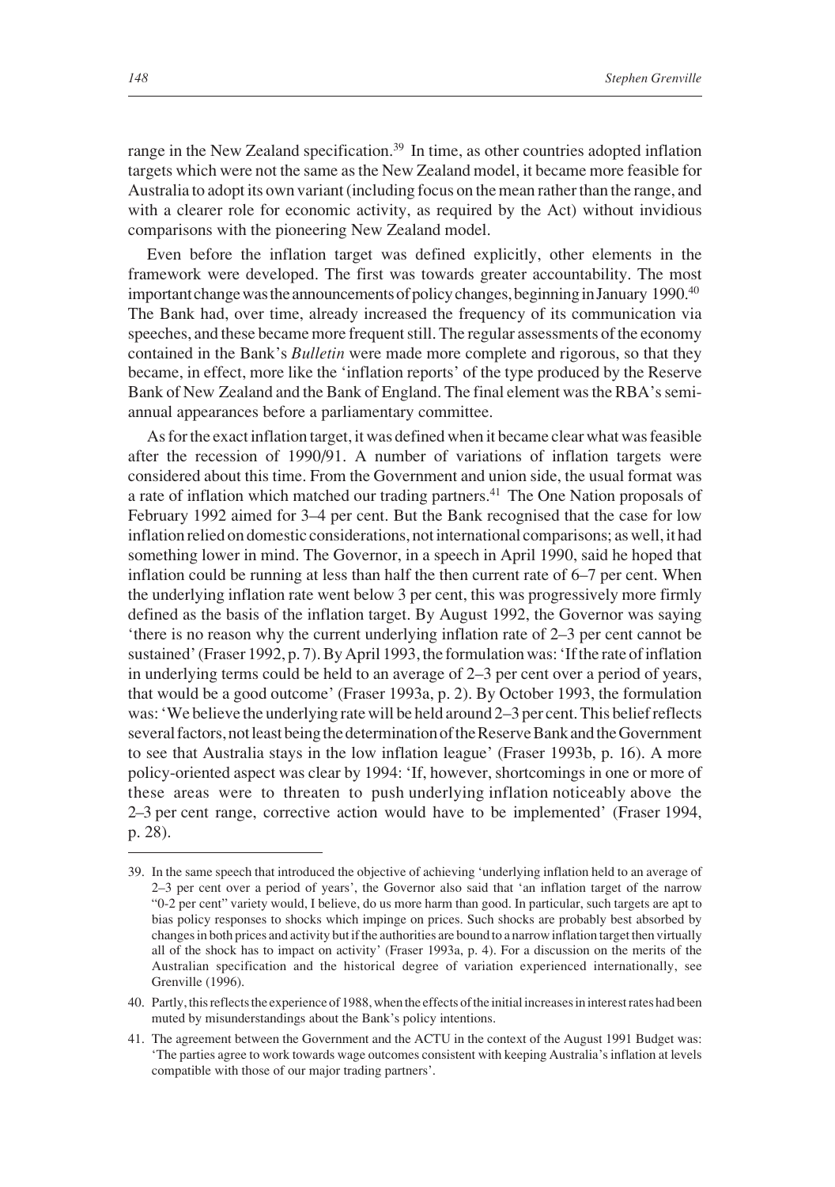range in the New Zealand specification.[39] In time, as other countries adopted inflation targets which were not the same as the New Zealand model, it became more feasible for Australia to adopt its own variant (including focus on the mean rather than the range, and with a clearer role for economic activity, as required by the Act) without invidious comparisons with the pioneering New Zealand model.

Even before the inflation target was defined explicitly, other elements in the framework were developed. The first was towards greater accountability. The most important change was the announcements of policy changes, beginning in January 1990.[40] The Bank had, over time, already increased the frequency of its communication via speeches, and these became more frequent still. The regular assessments of the economy contained in the Bank's *Bulletin* were made more complete and rigorous, so that they became, in effect, more like the 'inflation reports' of the type produced by the Reserve Bank of New Zealand and the Bank of England. The final element was the RBA's semi-annual appearances before a parliamentary committee.

As for the exact inflation target, it was defined when it became clear what was feasible after the recession of 1990/91. A number of variations of inflation targets were considered about this time. From the Government and union side, the usual format was a rate of inflation which matched our trading partners.[41] The One Nation proposals of February 1992 aimed for 3–4 per cent. But the Bank recognised that the case for low inflation relied on domestic considerations, not international comparisons; as well, it had something lower in mind. The Governor, in a speech in April 1990, said he hoped that inflation could be running at less than half the then current rate of 6–7 per cent. When the underlying inflation rate went below 3 per cent, this was progressively more firmly defined as the basis of the inflation target. By August 1992, the Governor was saying 'there is no reason why the current underlying inflation rate of 2–3 per cent cannot be sustained' (Fraser 1992, p. 7). By April 1993, the formulation was: 'If the rate of inflation in underlying terms could be held to an average of 2–3 per cent over a period of years, that would be a good outcome' (Fraser 1993a, p. 2). By October 1993, the formulation was: 'We believe the underlying rate will be held around 2–3 per cent. This belief reflects several factors, not least being the determination of the Reserve Bank and the Government to see that Australia stays in the low inflation league' (Fraser 1993b, p. 16). A more policy-oriented aspect was clear by 1994: 'If, however, shortcomings in one or more of these areas were to threaten to push underlying inflation noticeably above the 2–3 per cent range, corrective action would have to be implemented' (Fraser 1994, p. 28).

---

39. In the same speech that introduced the objective of achieving 'underlying inflation held to an average of 2–3 per cent over a period of years', the Governor also said that 'an inflation target of the narrow "0-2 per cent" variety would, I believe, do us more harm than good. In particular, such targets are apt to bias policy responses to shocks which impinge on prices. Such shocks are probably best absorbed by changes in both prices and activity but if the authorities are bound to a narrow inflation target then virtually all of the shock has to impact on activity' (Fraser 1993a, p. 4). For a discussion on the merits of the Australian specification and the historical degree of variation experienced internationally, see Grenville (1996).

40. Partly, this reflects the experience of 1988, when the effects of the initial increases in interest rates had been muted by misunderstandings about the Bank's policy intentions.

41. The agreement between the Government and the ACTU in the context of the August 1991 Budget was: 'The parties agree to work towards wage outcomes consistent with keeping Australia's inflation at levels compatible with those of our major trading partners'.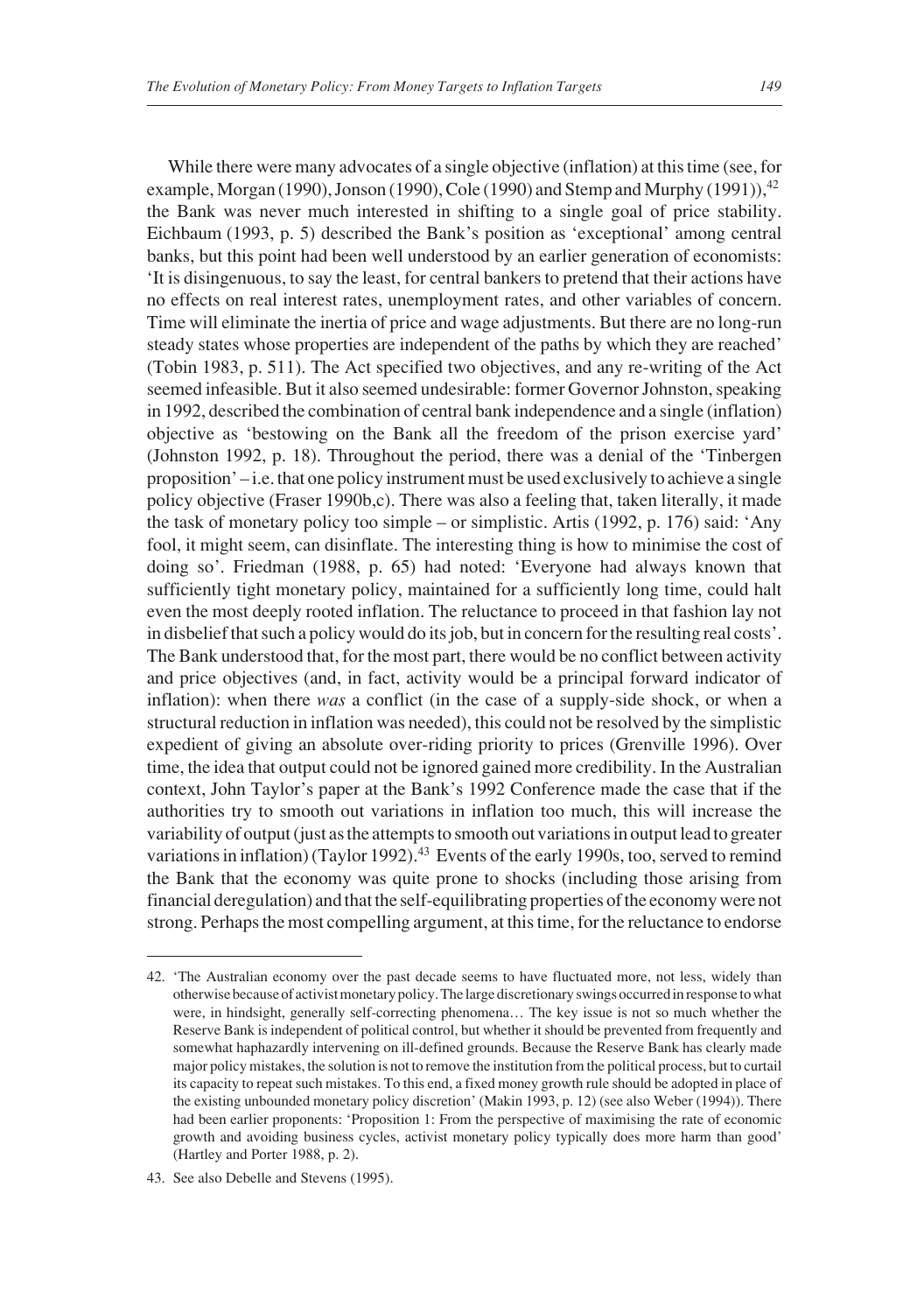While there were many advocates of a single objective (inflation) at this time (see, for example, Morgan (1990), Jonson (1990), Cole (1990) and Stemp and Murphy (1991)),[42] the Bank was never much interested in shifting to a single goal of price stability. Eichbaum (1993, p. 5) described the Bank's position as 'exceptional' among central banks, but this point had been well understood by an earlier generation of economists: 'It is disingenuous, to say the least, for central bankers to pretend that their actions have no effects on real interest rates, unemployment rates, and other variables of concern. Time will eliminate the inertia of price and wage adjustments. But there are no long-run steady states whose properties are independent of the paths by which they are reached' (Tobin 1983, p. 511). The Act specified two objectives, and any re-writing of the Act seemed infeasible. But it also seemed undesirable: former Governor Johnston, speaking in 1992, described the combination of central bank independence and a single (inflation) objective as 'bestowing on the Bank all the freedom of the prison exercise yard' (Johnston 1992, p. 18). Throughout the period, there was a denial of the 'Tinbergen proposition' – i.e. that one policy instrument must be used exclusively to achieve a single policy objective (Fraser 1990b,c). There was also a feeling that, taken literally, it made the task of monetary policy too simple – or simplistic. Artis (1992, p. 176) said: 'Any fool, it might seem, can disinflate. The interesting thing is how to minimise the cost of doing so'. Friedman (1988, p. 65) had noted: 'Everyone had always known that sufficiently tight monetary policy, maintained for a sufficiently long time, could halt even the most deeply rooted inflation. The reluctance to proceed in that fashion lay not in disbelief that such a policy would do its job, but in concern for the resulting real costs'. The Bank understood that, for the most part, there would be no conflict between activity and price objectives (and, in fact, activity would be a principal forward indicator of inflation): when there *was* a conflict (in the case of a supply-side shock, or when a structural reduction in inflation was needed), this could not be resolved by the simplistic expedient of giving an absolute over-riding priority to prices (Grenville 1996). Over time, the idea that output could not be ignored gained more credibility. In the Australian context, John Taylor's paper at the Bank's 1992 Conference made the case that if the authorities try to smooth out variations in inflation too much, this will increase the variability of output (just as the attempts to smooth out variations in output lead to greater variations in inflation) (Taylor 1992).[43] Events of the early 1990s, too, served to remind the Bank that the economy was quite prone to shocks (including those arising from financial deregulation) and that the self-equilibrating properties of the economy were not strong. Perhaps the most compelling argument, at this time, for the reluctance to endorse

42. 'The Australian economy over the past decade seems to have fluctuated more, not less, widely than otherwise because of activist monetary policy. The large discretionary swings occurred in response to what were, in hindsight, generally self-correcting phenomena… The key issue is not so much whether the Reserve Bank is independent of political control, but whether it should be prevented from frequently and somewhat haphazardly intervening on ill-defined grounds. Because the Reserve Bank has clearly made major policy mistakes, the solution is not to remove the institution from the political process, but to curtail its capacity to repeat such mistakes. To this end, a fixed money growth rule should be adopted in place of the existing unbounded monetary policy discretion' (Makin 1993, p. 12) (see also Weber (1994)). There had been earlier proponents: 'Proposition 1: From the perspective of maximising the rate of economic growth and avoiding business cycles, activist monetary policy typically does more harm than good' (Hartley and Porter 1988, p. 2).

43. See also Debelle and Stevens (1995).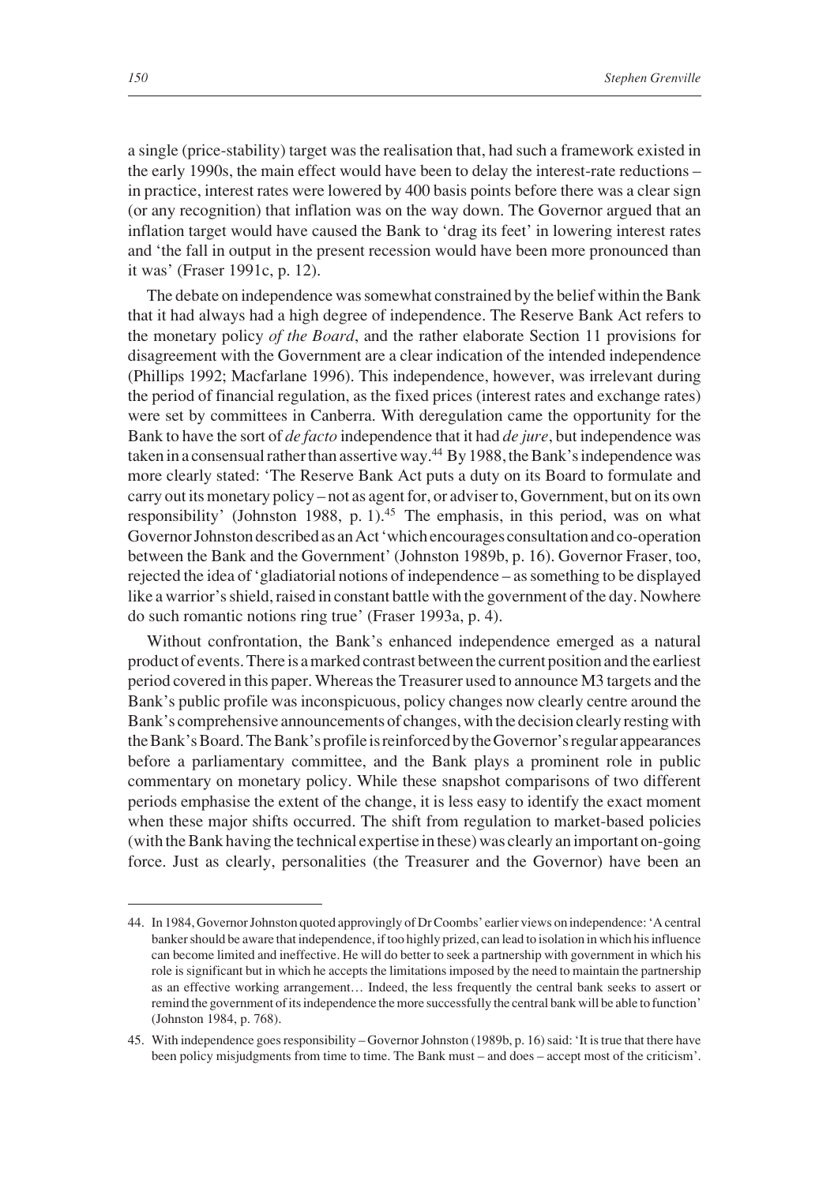a single (price-stability) target was the realisation that, had such a framework existed in the early 1990s, the main effect would have been to delay the interest-rate reductions – in practice, interest rates were lowered by 400 basis points before there was a clear sign (or any recognition) that inflation was on the way down. The Governor argued that an inflation target would have caused the Bank to 'drag its feet' in lowering interest rates and 'the fall in output in the present recession would have been more pronounced than it was' (Fraser 1991c, p. 12).

The debate on independence was somewhat constrained by the belief within the Bank that it had always had a high degree of independence. The Reserve Bank Act refers to the monetary policy *of the Board*, and the rather elaborate Section 11 provisions for disagreement with the Government are a clear indication of the intended independence (Phillips 1992; Macfarlane 1996). This independence, however, was irrelevant during the period of financial regulation, as the fixed prices (interest rates and exchange rates) were set by committees in Canberra. With deregulation came the opportunity for the Bank to have the sort of *de facto* independence that it had *de jure*, but independence was taken in a consensual rather than assertive way.[44] By 1988, the Bank's independence was more clearly stated: 'The Reserve Bank Act puts a duty on its Board to formulate and carry out its monetary policy – not as agent for, or adviser to, Government, but on its own responsibility' (Johnston 1988, p. 1).[45] The emphasis, in this period, was on what Governor Johnston described as an Act 'which encourages consultation and co-operation between the Bank and the Government' (Johnston 1989b, p. 16). Governor Fraser, too, rejected the idea of 'gladiatorial notions of independence – as something to be displayed like a warrior's shield, raised in constant battle with the government of the day. Nowhere do such romantic notions ring true' (Fraser 1993a, p. 4).

Without confrontation, the Bank's enhanced independence emerged as a natural product of events. There is a marked contrast between the current position and the earliest period covered in this paper. Whereas the Treasurer used to announce M3 targets and the Bank's public profile was inconspicuous, policy changes now clearly centre around the Bank's comprehensive announcements of changes, with the decision clearly resting with the Bank's Board. The Bank's profile is reinforced by the Governor's regular appearances before a parliamentary committee, and the Bank plays a prominent role in public commentary on monetary policy. While these snapshot comparisons of two different periods emphasise the extent of the change, it is less easy to identify the exact moment when these major shifts occurred. The shift from regulation to market-based policies (with the Bank having the technical expertise in these) was clearly an important on-going force. Just as clearly, personalities (the Treasurer and the Governor) have been an

44. In 1984, Governor Johnston quoted approvingly of Dr Coombs' earlier views on independence: 'A central banker should be aware that independence, if too highly prized, can lead to isolation in which his influence can become limited and ineffective. He will do better to seek a partnership with government in which his role is significant but in which he accepts the limitations imposed by the need to maintain the partnership as an effective working arrangement… Indeed, the less frequently the central bank seeks to assert or remind the government of its independence the more successfully the central bank will be able to function' (Johnston 1984, p. 768).

45. With independence goes responsibility – Governor Johnston (1989b, p. 16) said: 'It is true that there have been policy misjudgments from time to time. The Bank must – and does – accept most of the criticism'.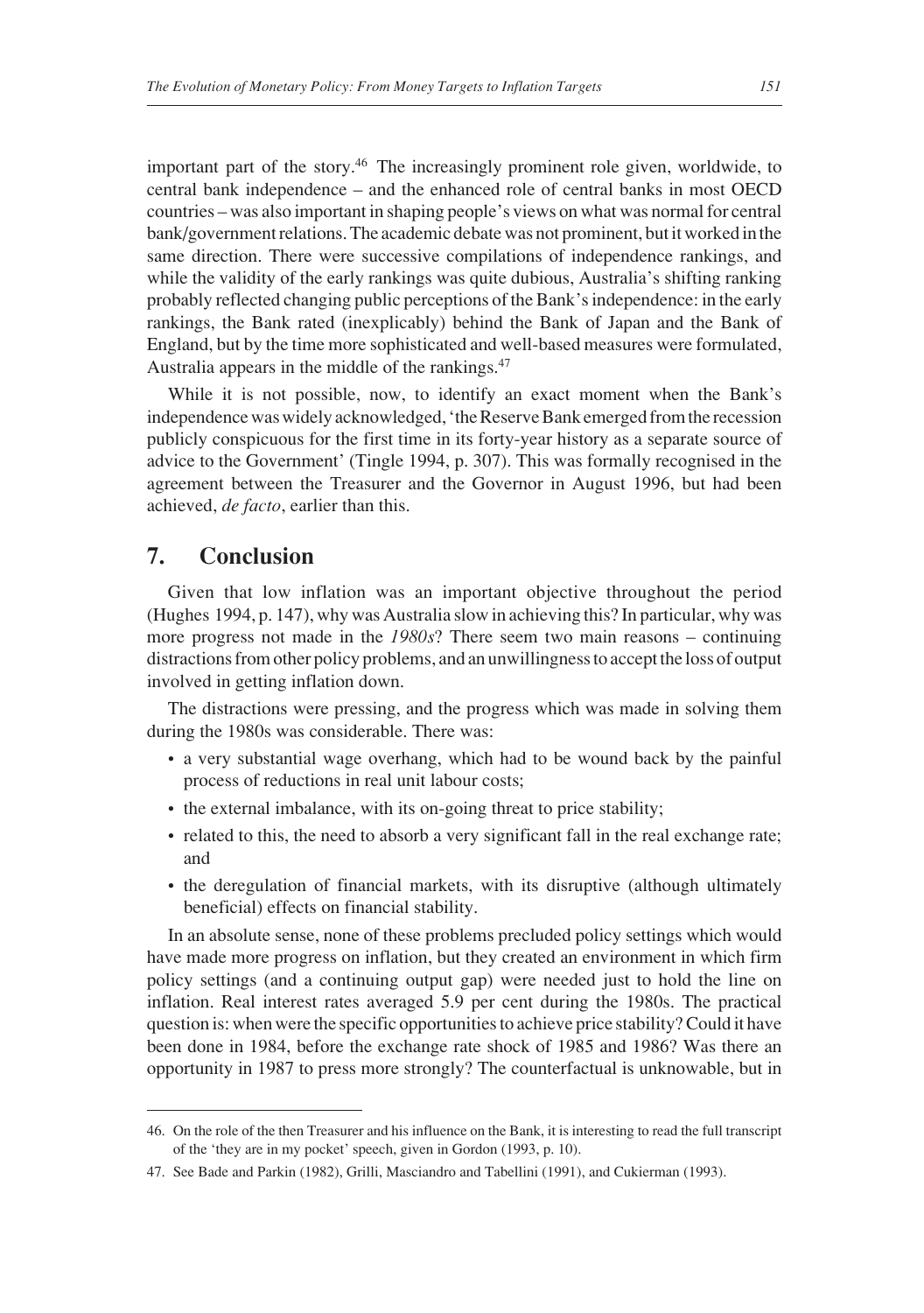important part of the story.[46] The increasingly prominent role given, worldwide, to central bank independence – and the enhanced role of central banks in most OECD countries – was also important in shaping people's views on what was normal for central bank/government relations. The academic debate was not prominent, but it worked in the same direction. There were successive compilations of independence rankings, and while the validity of the early rankings was quite dubious, Australia's shifting ranking probably reflected changing public perceptions of the Bank's independence: in the early rankings, the Bank rated (inexplicably) behind the Bank of Japan and the Bank of England, but by the time more sophisticated and well-based measures were formulated, Australia appears in the middle of the rankings.[47]

While it is not possible, now, to identify an exact moment when the Bank's independence was widely acknowledged, 'the Reserve Bank emerged from the recession publicly conspicuous for the first time in its forty-year history as a separate source of advice to the Government' (Tingle 1994, p. 307). This was formally recognised in the agreement between the Treasurer and the Governor in August 1996, but had been achieved, *de facto*, earlier than this.

## 7. Conclusion

Given that low inflation was an important objective throughout the period (Hughes 1994, p. 147), why was Australia slow in achieving this? In particular, why was more progress not made in the *1980s*? There seem two main reasons – continuing distractions from other policy problems, and an unwillingness to accept the loss of output involved in getting inflation down.

The distractions were pressing, and the progress which was made in solving them during the 1980s was considerable. There was:

- a very substantial wage overhang, which had to be wound back by the painful process of reductions in real unit labour costs;
- the external imbalance, with its on-going threat to price stability;
- related to this, the need to absorb a very significant fall in the real exchange rate; and
- the deregulation of financial markets, with its disruptive (although ultimately beneficial) effects on financial stability.

In an absolute sense, none of these problems precluded policy settings which would have made more progress on inflation, but they created an environment in which firm policy settings (and a continuing output gap) were needed just to hold the line on inflation. Real interest rates averaged 5.9 per cent during the 1980s. The practical question is: when were the specific opportunities to achieve price stability? Could it have been done in 1984, before the exchange rate shock of 1985 and 1986? Was there an opportunity in 1987 to press more strongly? The counterfactual is unknowable, but in

46. On the role of the then Treasurer and his influence on the Bank, it is interesting to read the full transcript of the 'they are in my pocket' speech, given in Gordon (1993, p. 10).

47. See Bade and Parkin (1982), Grilli, Masciandro and Tabellini (1991), and Cukierman (1993).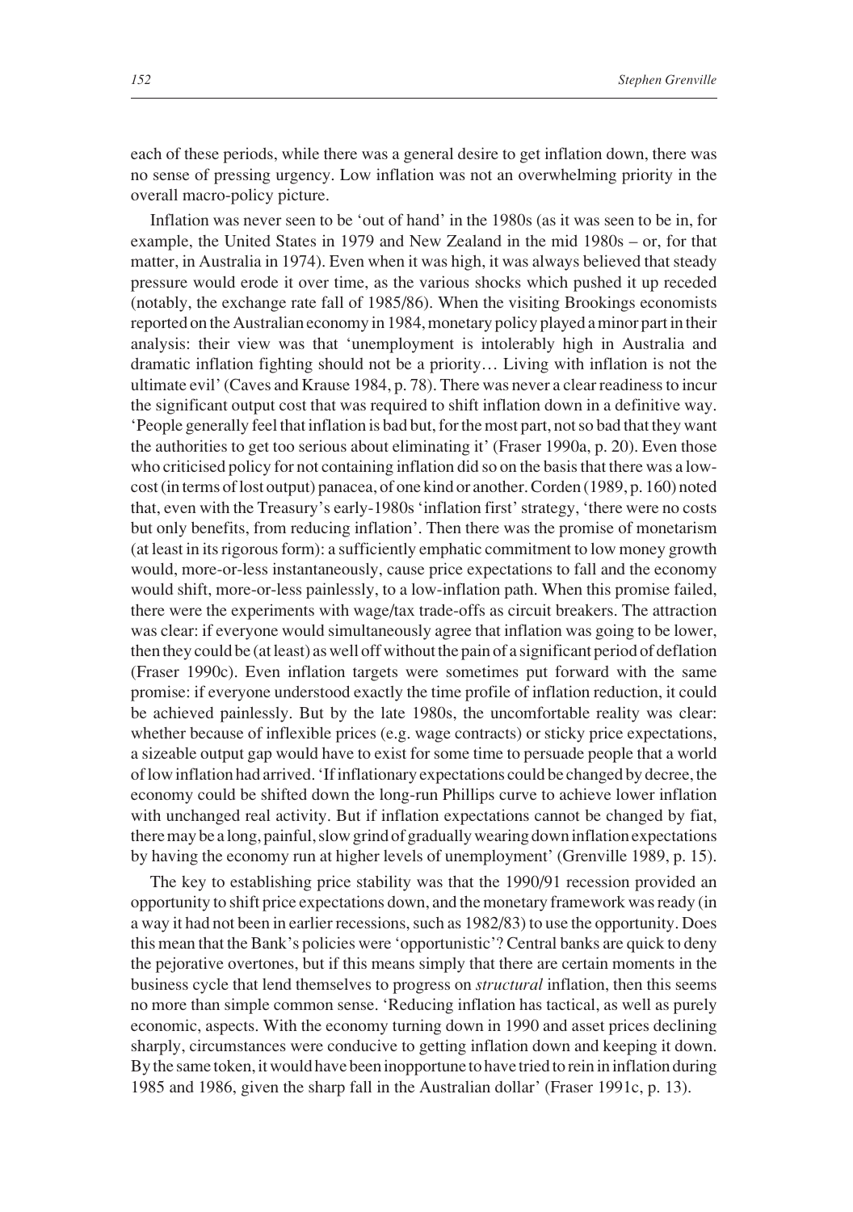each of these periods, while there was a general desire to get inflation down, there was no sense of pressing urgency. Low inflation was not an overwhelming priority in the overall macro-policy picture.

Inflation was never seen to be 'out of hand' in the 1980s (as it was seen to be in, for example, the United States in 1979 and New Zealand in the mid 1980s – or, for that matter, in Australia in 1974). Even when it was high, it was always believed that steady pressure would erode it over time, as the various shocks which pushed it up receded (notably, the exchange rate fall of 1985/86). When the visiting Brookings economists reported on the Australian economy in 1984, monetary policy played a minor part in their analysis: their view was that 'unemployment is intolerably high in Australia and dramatic inflation fighting should not be a priority… Living with inflation is not the ultimate evil' (Caves and Krause 1984, p. 78). There was never a clear readiness to incur the significant output cost that was required to shift inflation down in a definitive way. 'People generally feel that inflation is bad but, for the most part, not so bad that they want the authorities to get too serious about eliminating it' (Fraser 1990a, p. 20). Even those who criticised policy for not containing inflation did so on the basis that there was a low-cost (in terms of lost output) panacea, of one kind or another. Corden (1989, p. 160) noted that, even with the Treasury's early-1980s 'inflation first' strategy, 'there were no costs but only benefits, from reducing inflation'. Then there was the promise of monetarism (at least in its rigorous form): a sufficiently emphatic commitment to low money growth would, more-or-less instantaneously, cause price expectations to fall and the economy would shift, more-or-less painlessly, to a low-inflation path. When this promise failed, there were the experiments with wage/tax trade-offs as circuit breakers. The attraction was clear: if everyone would simultaneously agree that inflation was going to be lower, then they could be (at least) as well off without the pain of a significant period of deflation (Fraser 1990c). Even inflation targets were sometimes put forward with the same promise: if everyone understood exactly the time profile of inflation reduction, it could be achieved painlessly. But by the late 1980s, the uncomfortable reality was clear: whether because of inflexible prices (e.g. wage contracts) or sticky price expectations, a sizeable output gap would have to exist for some time to persuade people that a world of low inflation had arrived. 'If inflationary expectations could be changed by decree, the economy could be shifted down the long-run Phillips curve to achieve lower inflation with unchanged real activity. But if inflation expectations cannot be changed by fiat, there may be a long, painful, slow grind of gradually wearing down inflation expectations by having the economy run at higher levels of unemployment' (Grenville 1989, p. 15).

The key to establishing price stability was that the 1990/91 recession provided an opportunity to shift price expectations down, and the monetary framework was ready (in a way it had not been in earlier recessions, such as 1982/83) to use the opportunity. Does this mean that the Bank's policies were 'opportunistic'? Central banks are quick to deny the pejorative overtones, but if this means simply that there are certain moments in the business cycle that lend themselves to progress on *structural* inflation, then this seems no more than simple common sense. 'Reducing inflation has tactical, as well as purely economic, aspects. With the economy turning down in 1990 and asset prices declining sharply, circumstances were conducive to getting inflation down and keeping it down. By the same token, it would have been inopportune to have tried to rein in inflation during 1985 and 1986, given the sharp fall in the Australian dollar' (Fraser 1991c, p. 13).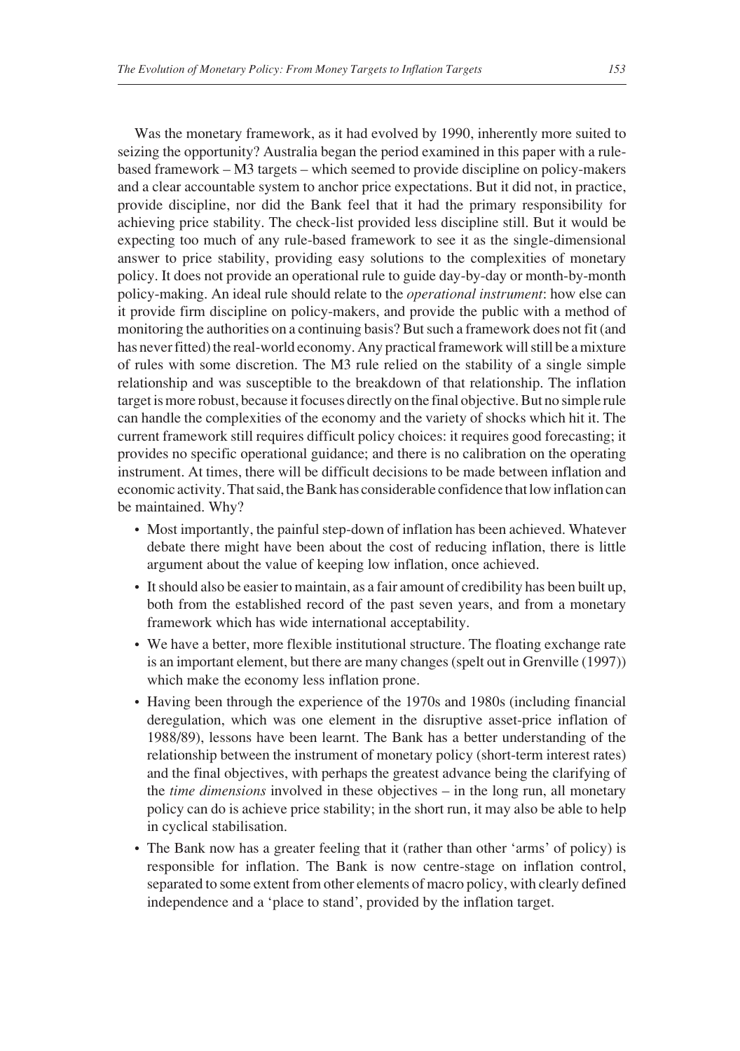Was the monetary framework, as it had evolved by 1990, inherently more suited to seizing the opportunity? Australia began the period examined in this paper with a rule-based framework – M3 targets – which seemed to provide discipline on policy-makers and a clear accountable system to anchor price expectations. But it did not, in practice, provide discipline, nor did the Bank feel that it had the primary responsibility for achieving price stability. The check-list provided less discipline still. But it would be expecting too much of any rule-based framework to see it as the single-dimensional answer to price stability, providing easy solutions to the complexities of monetary policy. It does not provide an operational rule to guide day-by-day or month-by-month policy-making. An ideal rule should relate to the *operational instrument*: how else can it provide firm discipline on policy-makers, and provide the public with a method of monitoring the authorities on a continuing basis? But such a framework does not fit (and has never fitted) the real-world economy. Any practical framework will still be a mixture of rules with some discretion. The M3 rule relied on the stability of a single simple relationship and was susceptible to the breakdown of that relationship. The inflation target is more robust, because it focuses directly on the final objective. But no simple rule can handle the complexities of the economy and the variety of shocks which hit it. The current framework still requires difficult policy choices: it requires good forecasting; it provides no specific operational guidance; and there is no calibration on the operating instrument. At times, there will be difficult decisions to be made between inflation and economic activity. That said, the Bank has considerable confidence that low inflation can be maintained. Why?

- Most importantly, the painful step-down of inflation has been achieved. Whatever debate there might have been about the cost of reducing inflation, there is little argument about the value of keeping low inflation, once achieved.
- It should also be easier to maintain, as a fair amount of credibility has been built up, both from the established record of the past seven years, and from a monetary framework which has wide international acceptability.
- We have a better, more flexible institutional structure. The floating exchange rate is an important element, but there are many changes (spelt out in Grenville (1997)) which make the economy less inflation prone.
- Having been through the experience of the 1970s and 1980s (including financial deregulation, which was one element in the disruptive asset-price inflation of 1988/89), lessons have been learnt. The Bank has a better understanding of the relationship between the instrument of monetary policy (short-term interest rates) and the final objectives, with perhaps the greatest advance being the clarifying of the *time dimensions* involved in these objectives – in the long run, all monetary policy can do is achieve price stability; in the short run, it may also be able to help in cyclical stabilisation.
- The Bank now has a greater feeling that it (rather than other 'arms' of policy) is responsible for inflation. The Bank is now centre-stage on inflation control, separated to some extent from other elements of macro policy, with clearly defined independence and a 'place to stand', provided by the inflation target.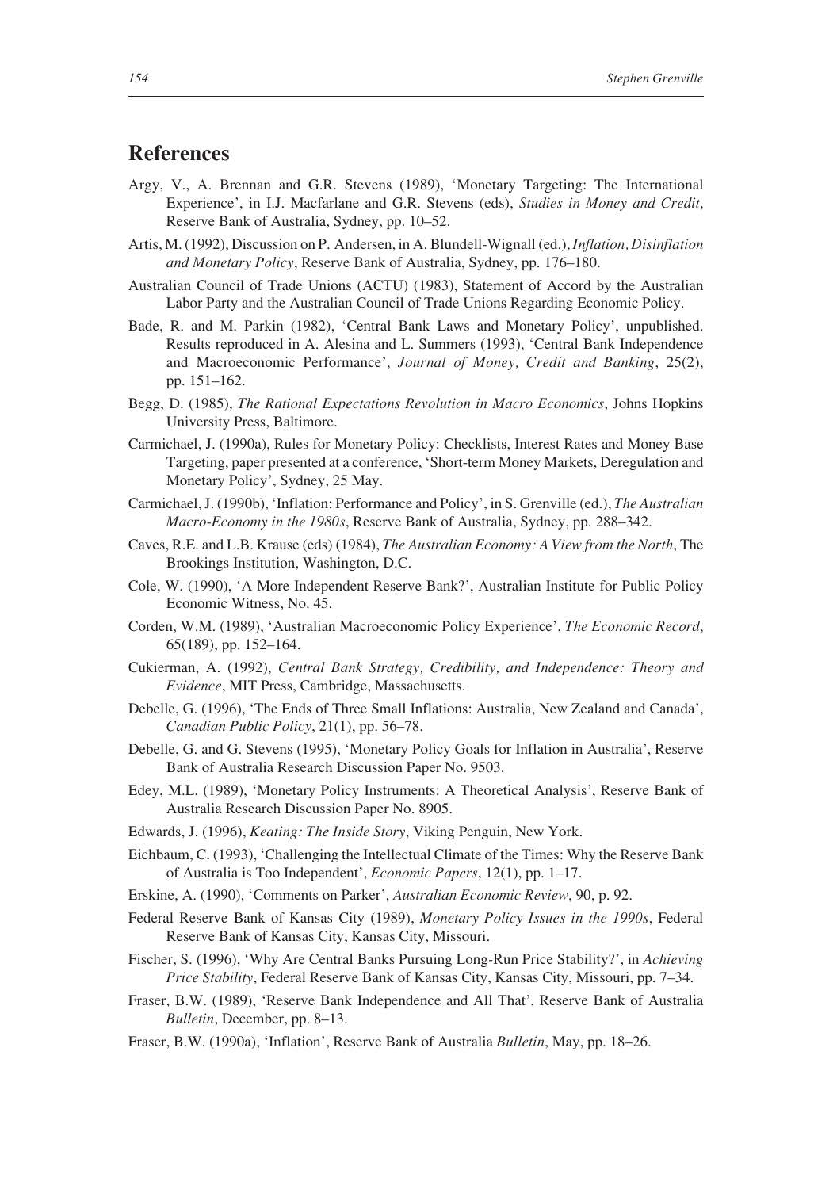## References

Argy, V., A. Brennan and G.R. Stevens (1989), 'Monetary Targeting: The International Experience', in I.J. Macfarlane and G.R. Stevens (eds), *Studies in Money and Credit*, Reserve Bank of Australia, Sydney, pp. 10–52.

Artis, M. (1992), Discussion on P. Andersen, in A. Blundell-Wignall (ed.), *Inflation, Disinflation and Monetary Policy*, Reserve Bank of Australia, Sydney, pp. 176–180.

Australian Council of Trade Unions (ACTU) (1983), Statement of Accord by the Australian Labor Party and the Australian Council of Trade Unions Regarding Economic Policy.

Bade, R. and M. Parkin (1982), 'Central Bank Laws and Monetary Policy', unpublished. Results reproduced in A. Alesina and L. Summers (1993), 'Central Bank Independence and Macroeconomic Performance', *Journal of Money, Credit and Banking*, 25(2), pp. 151–162.

Begg, D. (1985), *The Rational Expectations Revolution in Macro Economics*, Johns Hopkins University Press, Baltimore.

Carmichael, J. (1990a), Rules for Monetary Policy: Checklists, Interest Rates and Money Base Targeting, paper presented at a conference, 'Short-term Money Markets, Deregulation and Monetary Policy', Sydney, 25 May.

Carmichael, J. (1990b), 'Inflation: Performance and Policy', in S. Grenville (ed.), *The Australian Macro-Economy in the 1980s*, Reserve Bank of Australia, Sydney, pp. 288–342.

Caves, R.E. and L.B. Krause (eds) (1984), *The Australian Economy: A View from the North*, The Brookings Institution, Washington, D.C.

Cole, W. (1990), 'A More Independent Reserve Bank?', Australian Institute for Public Policy Economic Witness, No. 45.

Corden, W.M. (1989), 'Australian Macroeconomic Policy Experience', *The Economic Record*, 65(189), pp. 152–164.

Cukierman, A. (1992), *Central Bank Strategy, Credibility, and Independence: Theory and Evidence*, MIT Press, Cambridge, Massachusetts.

Debelle, G. (1996), 'The Ends of Three Small Inflations: Australia, New Zealand and Canada', *Canadian Public Policy*, 21(1), pp. 56–78.

Debelle, G. and G. Stevens (1995), 'Monetary Policy Goals for Inflation in Australia', Reserve Bank of Australia Research Discussion Paper No. 9503.

Edey, M.L. (1989), 'Monetary Policy Instruments: A Theoretical Analysis', Reserve Bank of Australia Research Discussion Paper No. 8905.

Edwards, J. (1996), *Keating: The Inside Story*, Viking Penguin, New York.

Eichbaum, C. (1993), 'Challenging the Intellectual Climate of the Times: Why the Reserve Bank of Australia is Too Independent', *Economic Papers*, 12(1), pp. 1–17.

Erskine, A. (1990), 'Comments on Parker', *Australian Economic Review*, 90, p. 92.

Federal Reserve Bank of Kansas City (1989), *Monetary Policy Issues in the 1990s*, Federal Reserve Bank of Kansas City, Kansas City, Missouri.

Fischer, S. (1996), 'Why Are Central Banks Pursuing Long-Run Price Stability?', in *Achieving Price Stability*, Federal Reserve Bank of Kansas City, Kansas City, Missouri, pp. 7–34.

Fraser, B.W. (1989), 'Reserve Bank Independence and All That', Reserve Bank of Australia *Bulletin*, December, pp. 8–13.

Fraser, B.W. (1990a), 'Inflation', Reserve Bank of Australia *Bulletin*, May, pp. 18–26.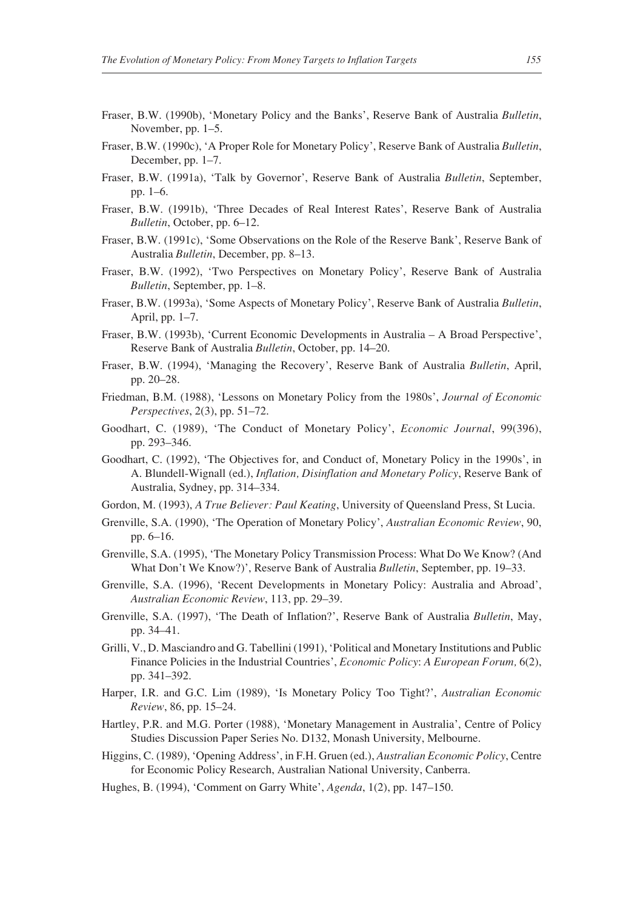Fraser, B.W. (1990b), 'Monetary Policy and the Banks', Reserve Bank of Australia *Bulletin*, November, pp. 1–5.

Fraser, B.W. (1990c), 'A Proper Role for Monetary Policy', Reserve Bank of Australia *Bulletin*, December, pp. 1–7.

Fraser, B.W. (1991a), 'Talk by Governor', Reserve Bank of Australia *Bulletin*, September, pp. 1–6.

Fraser, B.W. (1991b), 'Three Decades of Real Interest Rates', Reserve Bank of Australia *Bulletin*, October, pp. 6–12.

Fraser, B.W. (1991c), 'Some Observations on the Role of the Reserve Bank', Reserve Bank of Australia *Bulletin*, December, pp. 8–13.

Fraser, B.W. (1992), 'Two Perspectives on Monetary Policy', Reserve Bank of Australia *Bulletin*, September, pp. 1–8.

Fraser, B.W. (1993a), 'Some Aspects of Monetary Policy', Reserve Bank of Australia *Bulletin*, April, pp. 1–7.

Fraser, B.W. (1993b), 'Current Economic Developments in Australia – A Broad Perspective', Reserve Bank of Australia *Bulletin*, October, pp. 14–20.

Fraser, B.W. (1994), 'Managing the Recovery', Reserve Bank of Australia *Bulletin*, April, pp. 20–28.

Friedman, B.M. (1988), 'Lessons on Monetary Policy from the 1980s', *Journal of Economic Perspectives*, 2(3), pp. 51–72.

Goodhart, C. (1989), 'The Conduct of Monetary Policy', *Economic Journal*, 99(396), pp. 293–346.

Goodhart, C. (1992), 'The Objectives for, and Conduct of, Monetary Policy in the 1990s', in A. Blundell-Wignall (ed.), *Inflation, Disinflation and Monetary Policy*, Reserve Bank of Australia, Sydney, pp. 314–334.

Gordon, M. (1993), *A True Believer: Paul Keating*, University of Queensland Press, St Lucia.

Grenville, S.A. (1990), 'The Operation of Monetary Policy', *Australian Economic Review*, 90, pp. 6–16.

Grenville, S.A. (1995), 'The Monetary Policy Transmission Process: What Do We Know? (And What Don't We Know?)', Reserve Bank of Australia *Bulletin*, September, pp. 19–33.

Grenville, S.A. (1996), 'Recent Developments in Monetary Policy: Australia and Abroad', *Australian Economic Review*, 113, pp. 29–39.

Grenville, S.A. (1997), 'The Death of Inflation?', Reserve Bank of Australia *Bulletin*, May, pp. 34–41.

Grilli, V., D. Masciandro and G. Tabellini (1991), 'Political and Monetary Institutions and Public Finance Policies in the Industrial Countries', *Economic Policy*: *A European Forum,* 6(2), pp. 341–392.

Harper, I.R. and G.C. Lim (1989), 'Is Monetary Policy Too Tight?', *Australian Economic Review*, 86, pp. 15–24.

Hartley, P.R. and M.G. Porter (1988), 'Monetary Management in Australia', Centre of Policy Studies Discussion Paper Series No. D132, Monash University, Melbourne.

Higgins, C. (1989), 'Opening Address', in F.H. Gruen (ed.), *Australian Economic Policy*, Centre for Economic Policy Research, Australian National University, Canberra.

Hughes, B. (1994), 'Comment on Garry White', *Agenda*, 1(2), pp. 147–150.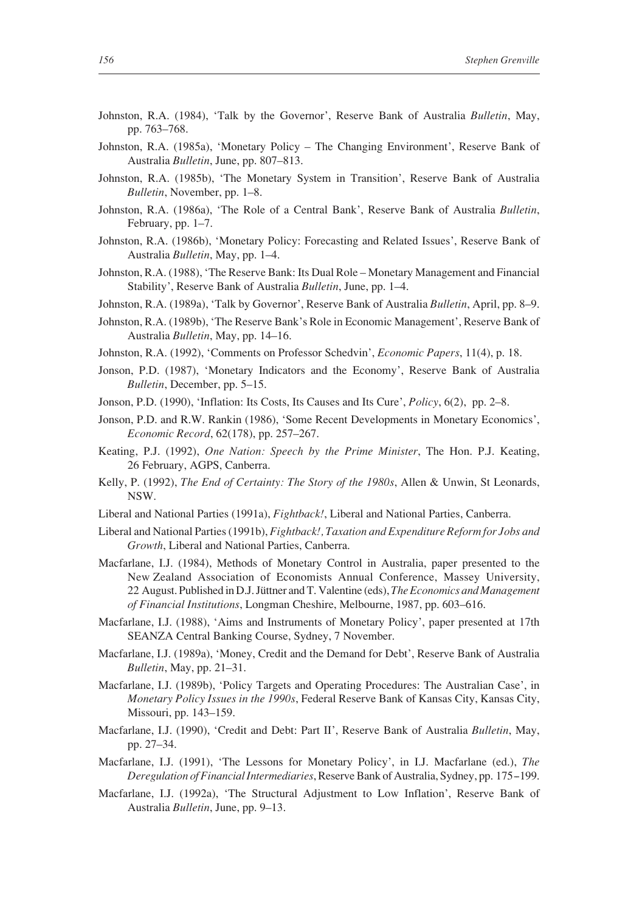Johnston, R.A. (1984), 'Talk by the Governor', Reserve Bank of Australia *Bulletin*, May, pp. 763–768.

Johnston, R.A. (1985a), 'Monetary Policy – The Changing Environment', Reserve Bank of Australia *Bulletin*, June, pp. 807–813.

Johnston, R.A. (1985b), 'The Monetary System in Transition', Reserve Bank of Australia *Bulletin*, November, pp. 1–8.

Johnston, R.A. (1986a), 'The Role of a Central Bank', Reserve Bank of Australia *Bulletin*, February, pp. 1–7.

Johnston, R.A. (1986b), 'Monetary Policy: Forecasting and Related Issues', Reserve Bank of Australia *Bulletin*, May, pp. 1–4.

Johnston, R.A. (1988), 'The Reserve Bank: Its Dual Role – Monetary Management and Financial Stability', Reserve Bank of Australia *Bulletin*, June, pp. 1–4.

Johnston, R.A. (1989a), 'Talk by Governor', Reserve Bank of Australia *Bulletin*, April, pp. 8–9.

Johnston, R.A. (1989b), 'The Reserve Bank's Role in Economic Management', Reserve Bank of Australia *Bulletin*, May, pp. 14–16.

Johnston, R.A. (1992), 'Comments on Professor Schedvin', *Economic Papers*, 11(4), p. 18.

Jonson, P.D. (1987), 'Monetary Indicators and the Economy', Reserve Bank of Australia *Bulletin*, December, pp. 5–15.

Jonson, P.D. (1990), 'Inflation: Its Costs, Its Causes and Its Cure', *Policy*, 6(2), pp. 2–8.

Jonson, P.D. and R.W. Rankin (1986), 'Some Recent Developments in Monetary Economics', *Economic Record*, 62(178), pp. 257–267.

Keating, P.J. (1992), *One Nation: Speech by the Prime Minister*, The Hon. P.J. Keating, 26 February, AGPS, Canberra.

Kelly, P. (1992), *The End of Certainty: The Story of the 1980s*, Allen & Unwin, St Leonards, NSW.

Liberal and National Parties (1991a), *Fightback!*, Liberal and National Parties, Canberra.

Liberal and National Parties (1991b), *Fightback!, Taxation and Expenditure Reform for Jobs and Growth*, Liberal and National Parties, Canberra.

Macfarlane, I.J. (1984), Methods of Monetary Control in Australia, paper presented to the New Zealand Association of Economists Annual Conference, Massey University, 22 August. Published in D.J. Jüttner and T. Valentine (eds), *The Economics and Management of Financial Institutions*, Longman Cheshire, Melbourne, 1987, pp. 603–616.

Macfarlane, I.J. (1988), 'Aims and Instruments of Monetary Policy', paper presented at 17th SEANZA Central Banking Course, Sydney, 7 November.

Macfarlane, I.J. (1989a), 'Money, Credit and the Demand for Debt', Reserve Bank of Australia *Bulletin*, May, pp. 21–31.

Macfarlane, I.J. (1989b), 'Policy Targets and Operating Procedures: The Australian Case', in *Monetary Policy Issues in the 1990s*, Federal Reserve Bank of Kansas City, Kansas City, Missouri, pp. 143–159.

Macfarlane, I.J. (1990), 'Credit and Debt: Part II', Reserve Bank of Australia *Bulletin*, May, pp. 27–34.

Macfarlane, I.J. (1991), 'The Lessons for Monetary Policy', in I.J. Macfarlane (ed.), *The Deregulation of Financial Intermediaries*, Reserve Bank of Australia, Sydney, pp. 175–199.

Macfarlane, I.J. (1992a), 'The Structural Adjustment to Low Inflation', Reserve Bank of Australia *Bulletin*, June, pp. 9–13.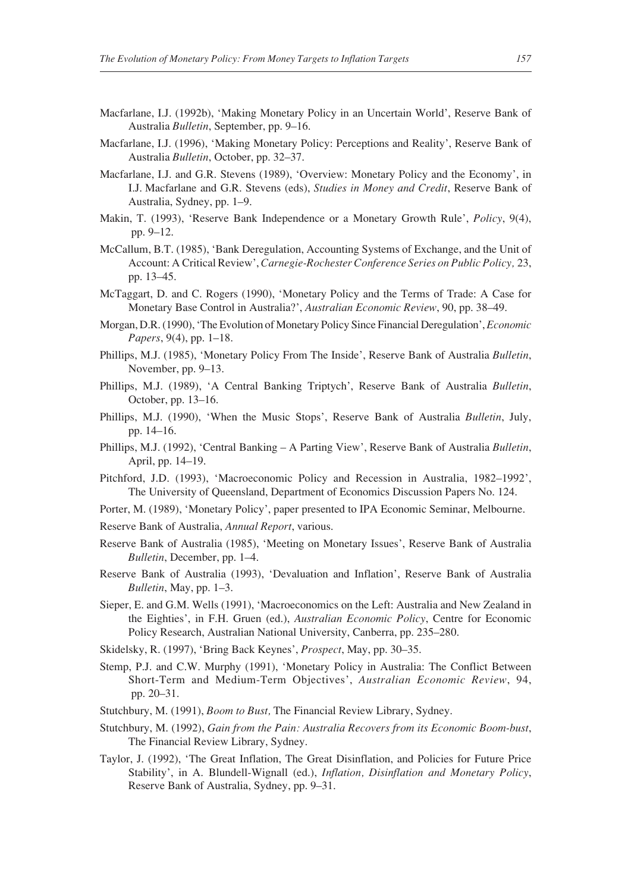Macfarlane, I.J. (1992b), 'Making Monetary Policy in an Uncertain World', Reserve Bank of Australia *Bulletin*, September, pp. 9–16.

Macfarlane, I.J. (1996), 'Making Monetary Policy: Perceptions and Reality', Reserve Bank of Australia *Bulletin*, October, pp. 32–37.

Macfarlane, I.J. and G.R. Stevens (1989), 'Overview: Monetary Policy and the Economy', in I.J. Macfarlane and G.R. Stevens (eds), *Studies in Money and Credit*, Reserve Bank of Australia, Sydney, pp. 1–9.

Makin, T. (1993), 'Reserve Bank Independence or a Monetary Growth Rule', *Policy*, 9(4), pp. 9–12.

McCallum, B.T. (1985), 'Bank Deregulation, Accounting Systems of Exchange, and the Unit of Account: A Critical Review', *Carnegie-Rochester Conference Series on Public Policy,* 23, pp. 13–45.

McTaggart, D. and C. Rogers (1990), 'Monetary Policy and the Terms of Trade: A Case for Monetary Base Control in Australia?', *Australian Economic Review*, 90, pp. 38–49.

Morgan, D.R. (1990), 'The Evolution of Monetary Policy Since Financial Deregulation', *Economic Papers*, 9(4), pp. 1–18.

Phillips, M.J. (1985), 'Monetary Policy From The Inside', Reserve Bank of Australia *Bulletin*, November, pp. 9–13.

Phillips, M.J. (1989), 'A Central Banking Triptych', Reserve Bank of Australia *Bulletin*, October, pp. 13–16.

Phillips, M.J. (1990), 'When the Music Stops', Reserve Bank of Australia *Bulletin*, July, pp. 14–16.

Phillips, M.J. (1992), 'Central Banking – A Parting View', Reserve Bank of Australia *Bulletin*, April, pp. 14–19.

Pitchford, J.D. (1993), 'Macroeconomic Policy and Recession in Australia, 1982–1992', The University of Queensland, Department of Economics Discussion Papers No. 124.

Porter, M. (1989), 'Monetary Policy', paper presented to IPA Economic Seminar, Melbourne.

Reserve Bank of Australia, *Annual Report*, various.

Reserve Bank of Australia (1985), 'Meeting on Monetary Issues', Reserve Bank of Australia *Bulletin*, December, pp. 1–4.

Reserve Bank of Australia (1993), 'Devaluation and Inflation', Reserve Bank of Australia *Bulletin*, May, pp. 1–3.

Sieper, E. and G.M. Wells (1991), 'Macroeconomics on the Left: Australia and New Zealand in the Eighties', in F.H. Gruen (ed.), *Australian Economic Policy*, Centre for Economic Policy Research, Australian National University, Canberra, pp. 235–280.

Skidelsky, R. (1997), 'Bring Back Keynes', *Prospect*, May, pp. 30–35.

Stemp, P.J. and C.W. Murphy (1991), 'Monetary Policy in Australia: The Conflict Between Short-Term and Medium-Term Objectives', *Australian Economic Review*, 94, pp. 20–31.

Stutchbury, M. (1991), *Boom to Bust,* The Financial Review Library, Sydney.

Stutchbury, M. (1992), *Gain from the Pain: Australia Recovers from its Economic Boom-bust*, The Financial Review Library, Sydney.

Taylor, J. (1992), 'The Great Inflation, The Great Disinflation, and Policies for Future Price Stability', in A. Blundell-Wignall (ed.), *Inflation, Disinflation and Monetary Policy*, Reserve Bank of Australia, Sydney, pp. 9–31.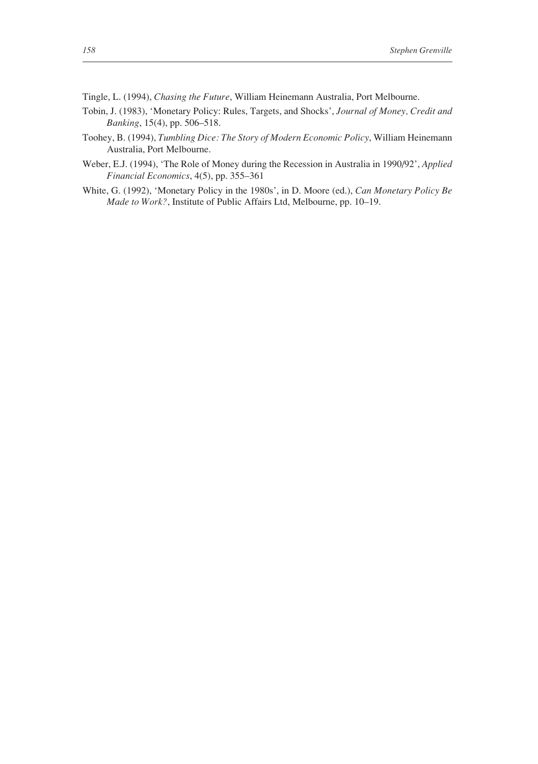Tingle, L. (1994), *Chasing the Future*, William Heinemann Australia, Port Melbourne.

Tobin, J. (1983), 'Monetary Policy: Rules, Targets, and Shocks', *Journal of Money, Credit and Banking*, 15(4), pp. 506–518.

Toohey, B. (1994), *Tumbling Dice: The Story of Modern Economic Policy*, William Heinemann Australia, Port Melbourne.

Weber, E.J. (1994), 'The Role of Money during the Recession in Australia in 1990/92', *Applied Financial Economics*, 4(5), pp. 355–361

White, G. (1992), 'Monetary Policy in the 1980s', in D. Moore (ed.), *Can Monetary Policy Be Made to Work?*, Institute of Public Affairs Ltd, Melbourne, pp. 10–19.